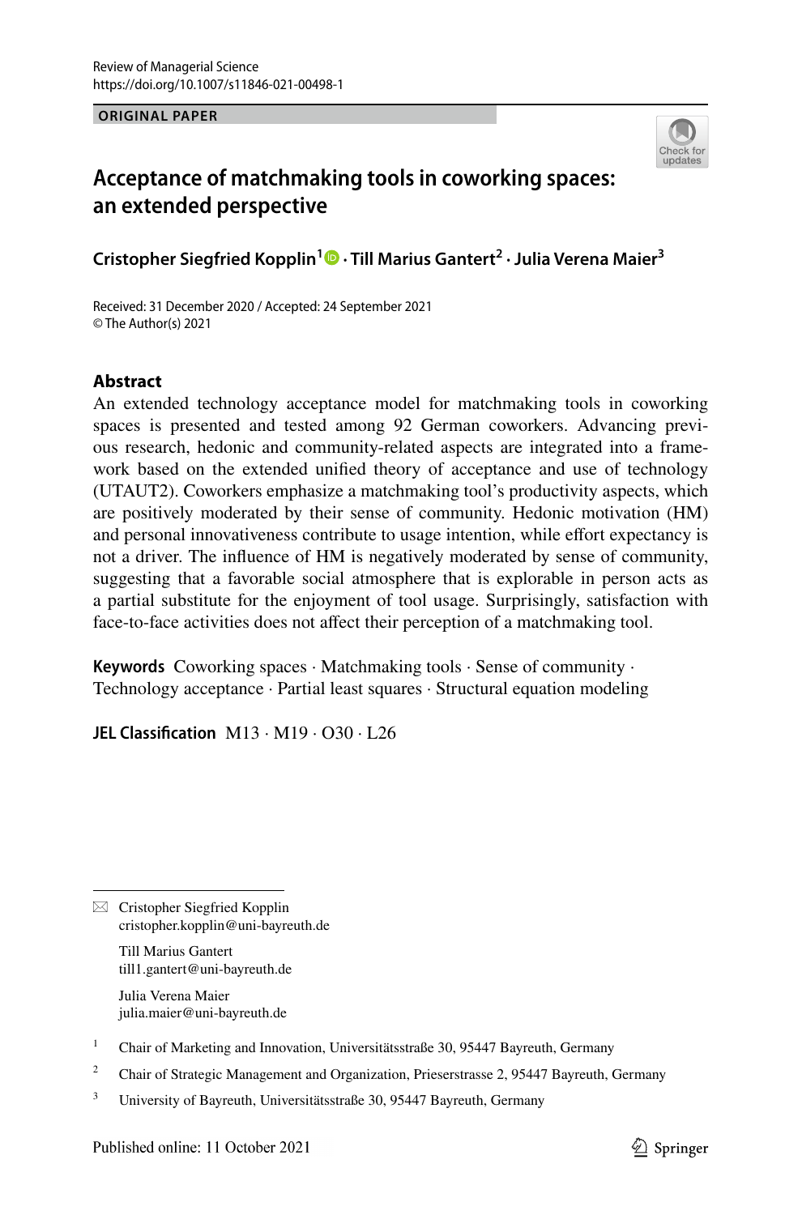ORIGINAL PAPER

# Acceptance of matchmaking tools in coworking spaces: an extended perspective

**Cristopher Siegfried Kopplin[1] · Till Marius Gantert[2] · Julia Verena Maier[3]**

Received: 31 December 2020 / Accepted: 24 September 2021
© The Author(s) 2021

## Abstract

An extended technology acceptance model for matchmaking tools in coworking spaces is presented and tested among 92 German coworkers. Advancing previous research, hedonic and community-related aspects are integrated into a framework based on the extended unified theory of acceptance and use of technology (UTAUT2). Coworkers emphasize a matchmaking tool's productivity aspects, which are positively moderated by their sense of community. Hedonic motivation (HM) and personal innovativeness contribute to usage intention, while effort expectancy is not a driver. The influence of HM is negatively moderated by sense of community, suggesting that a favorable social atmosphere that is explorable in person acts as a partial substitute for the enjoyment of tool usage. Surprisingly, satisfaction with face-to-face activities does not affect their perception of a matchmaking tool.

**Keywords** Coworking spaces · Matchmaking tools · Sense of community · Technology acceptance · Partial least squares · Structural equation modeling

**JEL Classification** M13 · M19 · O30 · L26

---

✉ Cristopher Siegfried Kopplin
cristopher.kopplin@uni-bayreuth.de

Till Marius Gantert
till1.gantert@uni-bayreuth.de

Julia Verena Maier
julia.maier@uni-bayreuth.de

[1] Chair of Marketing and Innovation, Universitätsstraße 30, 95447 Bayreuth, Germany

[2] Chair of Strategic Management and Organization, Prieserstrasse 2, 95447 Bayreuth, Germany

[3] University of Bayreuth, Universitätsstraße 30, 95447 Bayreuth, Germany

Published online: 11 October 2021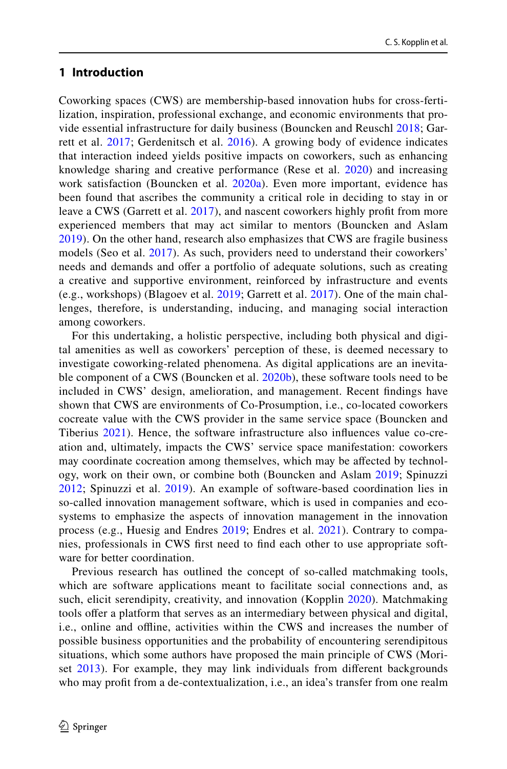## 1 Introduction

Coworking spaces (CWS) are membership-based innovation hubs for cross-fertilization, inspiration, professional exchange, and economic environments that provide essential infrastructure for daily business (Bouncken and Reuschl 2018; Garrett et al. 2017; Gerdenitsch et al. 2016). A growing body of evidence indicates that interaction indeed yields positive impacts on coworkers, such as enhancing knowledge sharing and creative performance (Rese et al. 2020) and increasing work satisfaction (Bouncken et al. 2020a). Even more important, evidence has been found that ascribes the community a critical role in deciding to stay in or leave a CWS (Garrett et al. 2017), and nascent coworkers highly profit from more experienced members that may act similar to mentors (Bouncken and Aslam 2019). On the other hand, research also emphasizes that CWS are fragile business models (Seo et al. 2017). As such, providers need to understand their coworkers' needs and demands and offer a portfolio of adequate solutions, such as creating a creative and supportive environment, reinforced by infrastructure and events (e.g., workshops) (Blagoev et al. 2019; Garrett et al. 2017). One of the main challenges, therefore, is understanding, inducing, and managing social interaction among coworkers.

For this undertaking, a holistic perspective, including both physical and digital amenities as well as coworkers' perception of these, is deemed necessary to investigate coworking-related phenomena. As digital applications are an inevitable component of a CWS (Bouncken et al. 2020b), these software tools need to be included in CWS' design, amelioration, and management. Recent findings have shown that CWS are environments of Co-Prosumption, i.e., co-located coworkers cocreate value with the CWS provider in the same service space (Bouncken and Tiberius 2021). Hence, the software infrastructure also influences value co-creation and, ultimately, impacts the CWS' service space manifestation: coworkers may coordinate cocreation among themselves, which may be affected by technology, work on their own, or combine both (Bouncken and Aslam 2019; Spinuzzi 2012; Spinuzzi et al. 2019). An example of software-based coordination lies in so-called innovation management software, which is used in companies and ecosystems to emphasize the aspects of innovation management in the innovation process (e.g., Huesig and Endres 2019; Endres et al. 2021). Contrary to companies, professionals in CWS first need to find each other to use appropriate software for better coordination.

Previous research has outlined the concept of so-called matchmaking tools, which are software applications meant to facilitate social connections and, as such, elicit serendipity, creativity, and innovation (Kopplin 2020). Matchmaking tools offer a platform that serves as an intermediary between physical and digital, i.e., online and offline, activities within the CWS and increases the number of possible business opportunities and the probability of encountering serendipitous situations, which some authors have proposed the main principle of CWS (Moriset 2013). For example, they may link individuals from different backgrounds who may profit from a de-contextualization, i.e., an idea's transfer from one realm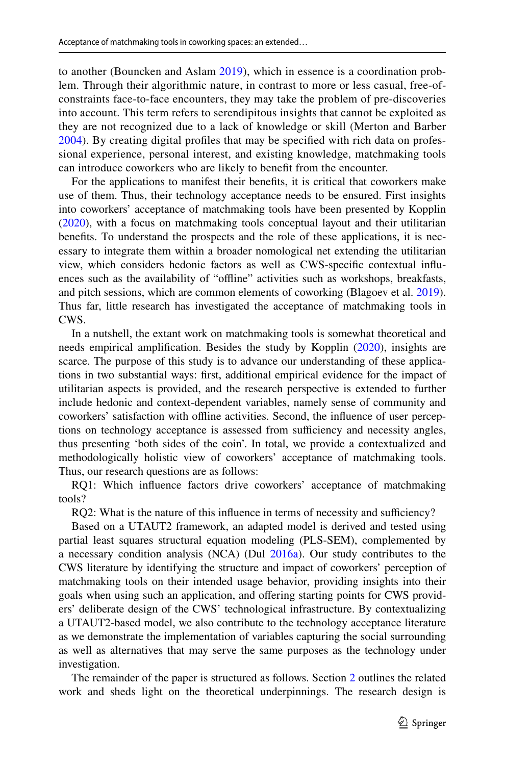to another (Bouncken and Aslam 2019), which in essence is a coordination problem. Through their algorithmic nature, in contrast to more or less casual, free-of-constraints face-to-face encounters, they may take the problem of pre-discoveries into account. This term refers to serendipitous insights that cannot be exploited as they are not recognized due to a lack of knowledge or skill (Merton and Barber 2004). By creating digital profiles that may be specified with rich data on professional experience, personal interest, and existing knowledge, matchmaking tools can introduce coworkers who are likely to benefit from the encounter.

For the applications to manifest their benefits, it is critical that coworkers make use of them. Thus, their technology acceptance needs to be ensured. First insights into coworkers' acceptance of matchmaking tools have been presented by Kopplin (2020), with a focus on matchmaking tools conceptual layout and their utilitarian benefits. To understand the prospects and the role of these applications, it is necessary to integrate them within a broader nomological net extending the utilitarian view, which considers hedonic factors as well as CWS-specific contextual influences such as the availability of "offline" activities such as workshops, breakfasts, and pitch sessions, which are common elements of coworking (Blagoev et al. 2019). Thus far, little research has investigated the acceptance of matchmaking tools in CWS.

In a nutshell, the extant work on matchmaking tools is somewhat theoretical and needs empirical amplification. Besides the study by Kopplin (2020), insights are scarce. The purpose of this study is to advance our understanding of these applications in two substantial ways: first, additional empirical evidence for the impact of utilitarian aspects is provided, and the research perspective is extended to further include hedonic and context-dependent variables, namely sense of community and coworkers' satisfaction with offline activities. Second, the influence of user perceptions on technology acceptance is assessed from sufficiency and necessity angles, thus presenting 'both sides of the coin'. In total, we provide a contextualized and methodologically holistic view of coworkers' acceptance of matchmaking tools. Thus, our research questions are as follows:

RQ1: Which influence factors drive coworkers' acceptance of matchmaking tools?

RQ2: What is the nature of this influence in terms of necessity and sufficiency?

Based on a UTAUT2 framework, an adapted model is derived and tested using partial least squares structural equation modeling (PLS-SEM), complemented by a necessary condition analysis (NCA) (Dul 2016a). Our study contributes to the CWS literature by identifying the structure and impact of coworkers' perception of matchmaking tools on their intended usage behavior, providing insights into their goals when using such an application, and offering starting points for CWS providers' deliberate design of the CWS' technological infrastructure. By contextualizing a UTAUT2-based model, we also contribute to the technology acceptance literature as we demonstrate the implementation of variables capturing the social surrounding as well as alternatives that may serve the same purposes as the technology under investigation.

The remainder of the paper is structured as follows. Section 2 outlines the related work and sheds light on the theoretical underpinnings. The research design is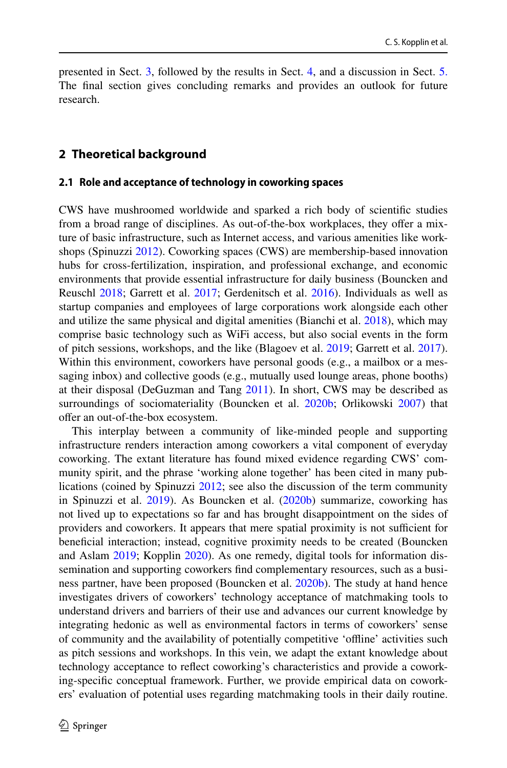presented in Sect. 3, followed by the results in Sect. 4, and a discussion in Sect. 5. The final section gives concluding remarks and provides an outlook for future research.

## 2 Theoretical background

### 2.1 Role and acceptance of technology in coworking spaces

CWS have mushroomed worldwide and sparked a rich body of scientific studies from a broad range of disciplines. As out-of-the-box workplaces, they offer a mixture of basic infrastructure, such as Internet access, and various amenities like workshops (Spinuzzi 2012). Coworking spaces (CWS) are membership-based innovation hubs for cross-fertilization, inspiration, and professional exchange, and economic environments that provide essential infrastructure for daily business (Bouncken and Reuschl 2018; Garrett et al. 2017; Gerdenitsch et al. 2016). Individuals as well as startup companies and employees of large corporations work alongside each other and utilize the same physical and digital amenities (Bianchi et al. 2018), which may comprise basic technology such as WiFi access, but also social events in the form of pitch sessions, workshops, and the like (Blagoev et al. 2019; Garrett et al. 2017). Within this environment, coworkers have personal goods (e.g., a mailbox or a messaging inbox) and collective goods (e.g., mutually used lounge areas, phone booths) at their disposal (DeGuzman and Tang 2011). In short, CWS may be described as surroundings of sociomateriality (Bouncken et al. 2020b; Orlikowski 2007) that offer an out-of-the-box ecosystem.

This interplay between a community of like-minded people and supporting infrastructure renders interaction among coworkers a vital component of everyday coworking. The extant literature has found mixed evidence regarding CWS' community spirit, and the phrase 'working alone together' has been cited in many publications (coined by Spinuzzi 2012; see also the discussion of the term community in Spinuzzi et al. 2019). As Bouncken et al. (2020b) summarize, coworking has not lived up to expectations so far and has brought disappointment on the sides of providers and coworkers. It appears that mere spatial proximity is not sufficient for beneficial interaction; instead, cognitive proximity needs to be created (Bouncken and Aslam 2019; Kopplin 2020). As one remedy, digital tools for information dissemination and supporting coworkers find complementary resources, such as a business partner, have been proposed (Bouncken et al. 2020b). The study at hand hence investigates drivers of coworkers' technology acceptance of matchmaking tools to understand drivers and barriers of their use and advances our current knowledge by integrating hedonic as well as environmental factors in terms of coworkers' sense of community and the availability of potentially competitive 'offline' activities such as pitch sessions and workshops. In this vein, we adapt the extant knowledge about technology acceptance to reflect coworking's characteristics and provide a coworking-specific conceptual framework. Further, we provide empirical data on coworkers' evaluation of potential uses regarding matchmaking tools in their daily routine.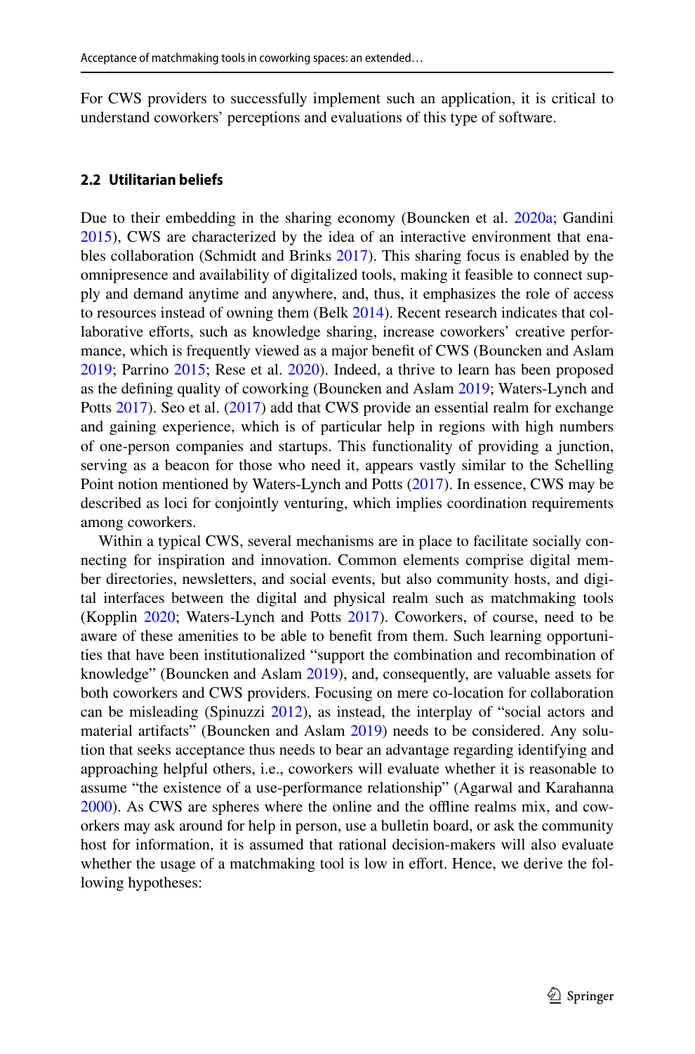For CWS providers to successfully implement such an application, it is critical to understand coworkers' perceptions and evaluations of this type of software.

### 2.2 Utilitarian beliefs

Due to their embedding in the sharing economy (Bouncken et al. 2020a; Gandini 2015), CWS are characterized by the idea of an interactive environment that enables collaboration (Schmidt and Brinks 2017). This sharing focus is enabled by the omnipresence and availability of digitalized tools, making it feasible to connect supply and demand anytime and anywhere, and, thus, it emphasizes the role of access to resources instead of owning them (Belk 2014). Recent research indicates that collaborative efforts, such as knowledge sharing, increase coworkers' creative performance, which is frequently viewed as a major benefit of CWS (Bouncken and Aslam 2019; Parrino 2015; Rese et al. 2020). Indeed, a thrive to learn has been proposed as the defining quality of coworking (Bouncken and Aslam 2019; Waters-Lynch and Potts 2017). Seo et al. (2017) add that CWS provide an essential realm for exchange and gaining experience, which is of particular help in regions with high numbers of one-person companies and startups. This functionality of providing a junction, serving as a beacon for those who need it, appears vastly similar to the Schelling Point notion mentioned by Waters-Lynch and Potts (2017). In essence, CWS may be described as loci for conjointly venturing, which implies coordination requirements among coworkers.

Within a typical CWS, several mechanisms are in place to facilitate socially connecting for inspiration and innovation. Common elements comprise digital member directories, newsletters, and social events, but also community hosts, and digital interfaces between the digital and physical realm such as matchmaking tools (Kopplin 2020; Waters-Lynch and Potts 2017). Coworkers, of course, need to be aware of these amenities to be able to benefit from them. Such learning opportunities that have been institutionalized "support the combination and recombination of knowledge" (Bouncken and Aslam 2019), and, consequently, are valuable assets for both coworkers and CWS providers. Focusing on mere co-location for collaboration can be misleading (Spinuzzi 2012), as instead, the interplay of "social actors and material artifacts" (Bouncken and Aslam 2019) needs to be considered. Any solution that seeks acceptance thus needs to bear an advantage regarding identifying and approaching helpful others, i.e., coworkers will evaluate whether it is reasonable to assume "the existence of a use-performance relationship" (Agarwal and Karahanna 2000). As CWS are spheres where the online and the offline realms mix, and coworkers may ask around for help in person, use a bulletin board, or ask the community host for information, it is assumed that rational decision-makers will also evaluate whether the usage of a matchmaking tool is low in effort. Hence, we derive the following hypotheses: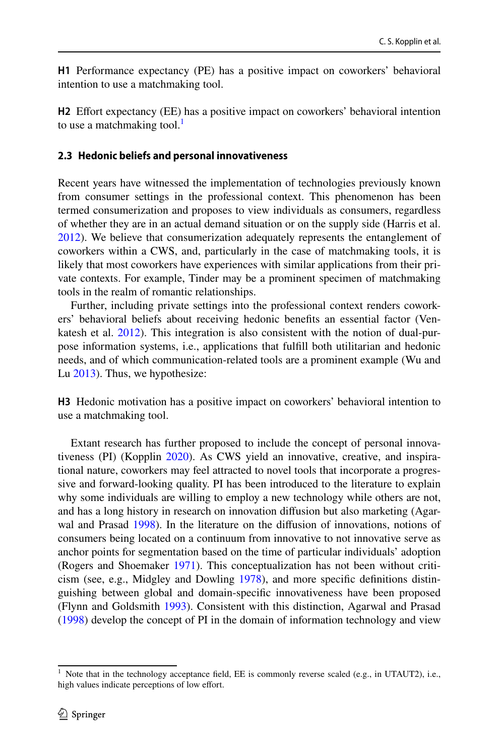**H1** Performance expectancy (PE) has a positive impact on coworkers' behavioral intention to use a matchmaking tool.

**H2** Effort expectancy (EE) has a positive impact on coworkers' behavioral intention to use a matchmaking tool.[1]

### 2.3 Hedonic beliefs and personal innovativeness

Recent years have witnessed the implementation of technologies previously known from consumer settings in the professional context. This phenomenon has been termed consumerization and proposes to view individuals as consumers, regardless of whether they are in an actual demand situation or on the supply side (Harris et al. 2012). We believe that consumerization adequately represents the entanglement of coworkers within a CWS, and, particularly in the case of matchmaking tools, it is likely that most coworkers have experiences with similar applications from their private contexts. For example, Tinder may be a prominent specimen of matchmaking tools in the realm of romantic relationships.

Further, including private settings into the professional context renders coworkers' behavioral beliefs about receiving hedonic benefits an essential factor (Venkatesh et al. 2012). This integration is also consistent with the notion of dual-purpose information systems, i.e., applications that fulfill both utilitarian and hedonic needs, and of which communication-related tools are a prominent example (Wu and Lu 2013). Thus, we hypothesize:

**H3** Hedonic motivation has a positive impact on coworkers' behavioral intention to use a matchmaking tool.

Extant research has further proposed to include the concept of personal innovativeness (PI) (Kopplin 2020). As CWS yield an innovative, creative, and inspirational nature, coworkers may feel attracted to novel tools that incorporate a progressive and forward-looking quality. PI has been introduced to the literature to explain why some individuals are willing to employ a new technology while others are not, and has a long history in research on innovation diffusion but also marketing (Agarwal and Prasad 1998). In the literature on the diffusion of innovations, notions of consumers being located on a continuum from innovative to not innovative serve as anchor points for segmentation based on the time of particular individuals' adoption (Rogers and Shoemaker 1971). This conceptualization has not been without criticism (see, e.g., Midgley and Dowling 1978), and more specific definitions distinguishing between global and domain-specific innovativeness have been proposed (Flynn and Goldsmith 1993). Consistent with this distinction, Agarwal and Prasad (1998) develop the concept of PI in the domain of information technology and view

[1] Note that in the technology acceptance field, EE is commonly reverse scaled (e.g., in UTAUT2), i.e., high values indicate perceptions of low effort.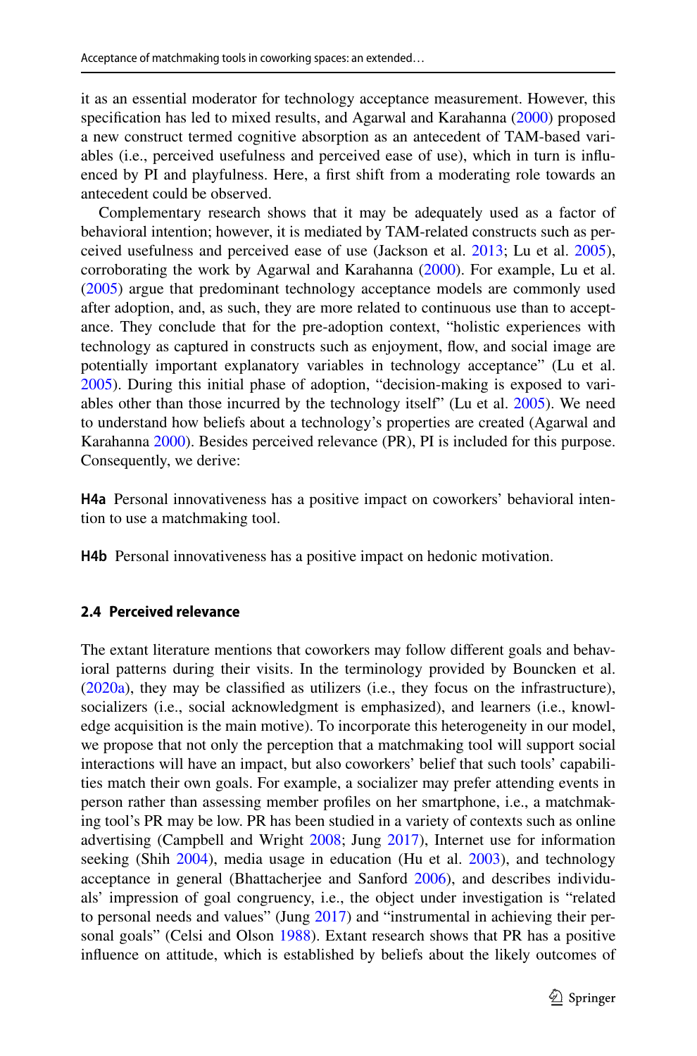it as an essential moderator for technology acceptance measurement. However, this specification has led to mixed results, and Agarwal and Karahanna (2000) proposed a new construct termed cognitive absorption as an antecedent of TAM-based variables (i.e., perceived usefulness and perceived ease of use), which in turn is influenced by PI and playfulness. Here, a first shift from a moderating role towards an antecedent could be observed.

Complementary research shows that it may be adequately used as a factor of behavioral intention; however, it is mediated by TAM-related constructs such as perceived usefulness and perceived ease of use (Jackson et al. 2013; Lu et al. 2005), corroborating the work by Agarwal and Karahanna (2000). For example, Lu et al. (2005) argue that predominant technology acceptance models are commonly used after adoption, and, as such, they are more related to continuous use than to acceptance. They conclude that for the pre-adoption context, "holistic experiences with technology as captured in constructs such as enjoyment, flow, and social image are potentially important explanatory variables in technology acceptance" (Lu et al. 2005). During this initial phase of adoption, "decision-making is exposed to variables other than those incurred by the technology itself" (Lu et al. 2005). We need to understand how beliefs about a technology's properties are created (Agarwal and Karahanna 2000). Besides perceived relevance (PR), PI is included for this purpose. Consequently, we derive:

**H4a** Personal innovativeness has a positive impact on coworkers' behavioral intention to use a matchmaking tool.

**H4b** Personal innovativeness has a positive impact on hedonic motivation.

### 2.4 Perceived relevance

The extant literature mentions that coworkers may follow different goals and behavioral patterns during their visits. In the terminology provided by Bouncken et al. (2020a), they may be classified as utilizers (i.e., they focus on the infrastructure), socializers (i.e., social acknowledgment is emphasized), and learners (i.e., knowledge acquisition is the main motive). To incorporate this heterogeneity in our model, we propose that not only the perception that a matchmaking tool will support social interactions will have an impact, but also coworkers' belief that such tools' capabilities match their own goals. For example, a socializer may prefer attending events in person rather than assessing member profiles on her smartphone, i.e., a matchmaking tool's PR may be low. PR has been studied in a variety of contexts such as online advertising (Campbell and Wright 2008; Jung 2017), Internet use for information seeking (Shih 2004), media usage in education (Hu et al. 2003), and technology acceptance in general (Bhattacherjee and Sanford 2006), and describes individuals' impression of goal congruency, i.e., the object under investigation is "related to personal needs and values" (Jung 2017) and "instrumental in achieving their personal goals" (Celsi and Olson 1988). Extant research shows that PR has a positive influence on attitude, which is established by beliefs about the likely outcomes of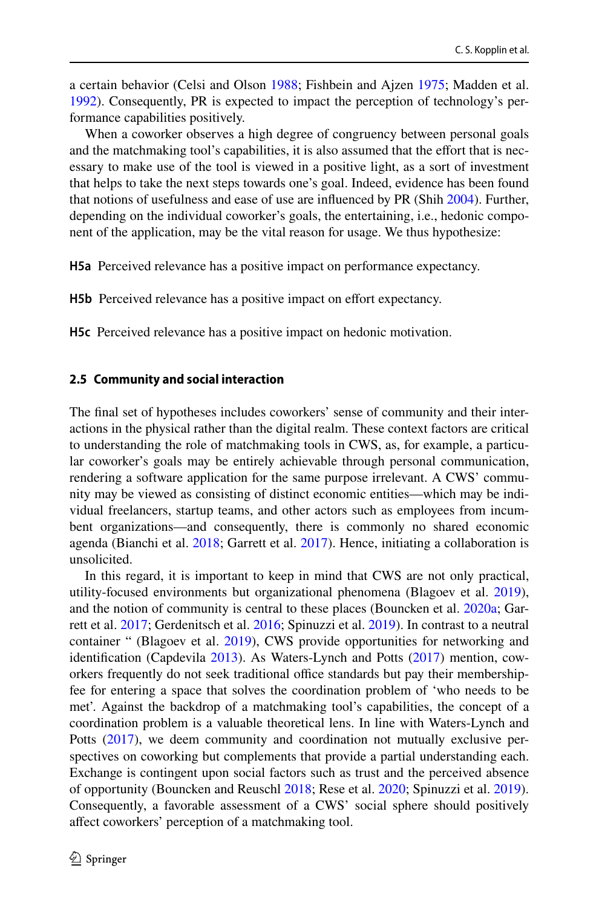a certain behavior (Celsi and Olson 1988; Fishbein and Ajzen 1975; Madden et al. 1992). Consequently, PR is expected to impact the perception of technology's performance capabilities positively.

When a coworker observes a high degree of congruency between personal goals and the matchmaking tool's capabilities, it is also assumed that the effort that is necessary to make use of the tool is viewed in a positive light, as a sort of investment that helps to take the next steps towards one's goal. Indeed, evidence has been found that notions of usefulness and ease of use are influenced by PR (Shih 2004). Further, depending on the individual coworker's goals, the entertaining, i.e., hedonic component of the application, may be the vital reason for usage. We thus hypothesize:

**H5a** Perceived relevance has a positive impact on performance expectancy.

**H5b** Perceived relevance has a positive impact on effort expectancy.

**H5c** Perceived relevance has a positive impact on hedonic motivation.

### 2.5 Community and social interaction

The final set of hypotheses includes coworkers' sense of community and their interactions in the physical rather than the digital realm. These context factors are critical to understanding the role of matchmaking tools in CWS, as, for example, a particular coworker's goals may be entirely achievable through personal communication, rendering a software application for the same purpose irrelevant. A CWS' community may be viewed as consisting of distinct economic entities—which may be individual freelancers, startup teams, and other actors such as employees from incumbent organizations—and consequently, there is commonly no shared economic agenda (Bianchi et al. 2018; Garrett et al. 2017). Hence, initiating a collaboration is unsolicited.

In this regard, it is important to keep in mind that CWS are not only practical, utility-focused environments but organizational phenomena (Blagoev et al. 2019), and the notion of community is central to these places (Bouncken et al. 2020a; Garrett et al. 2017; Gerdenitsch et al. 2016; Spinuzzi et al. 2019). In contrast to a neutral container " (Blagoev et al. 2019), CWS provide opportunities for networking and identification (Capdevila 2013). As Waters-Lynch and Potts (2017) mention, coworkers frequently do not seek traditional office standards but pay their membership-fee for entering a space that solves the coordination problem of 'who needs to be met'. Against the backdrop of a matchmaking tool's capabilities, the concept of a coordination problem is a valuable theoretical lens. In line with Waters-Lynch and Potts (2017), we deem community and coordination not mutually exclusive perspectives on coworking but complements that provide a partial understanding each. Exchange is contingent upon social factors such as trust and the perceived absence of opportunity (Bouncken and Reuschl 2018; Rese et al. 2020; Spinuzzi et al. 2019). Consequently, a favorable assessment of a CWS' social sphere should positively affect coworkers' perception of a matchmaking tool.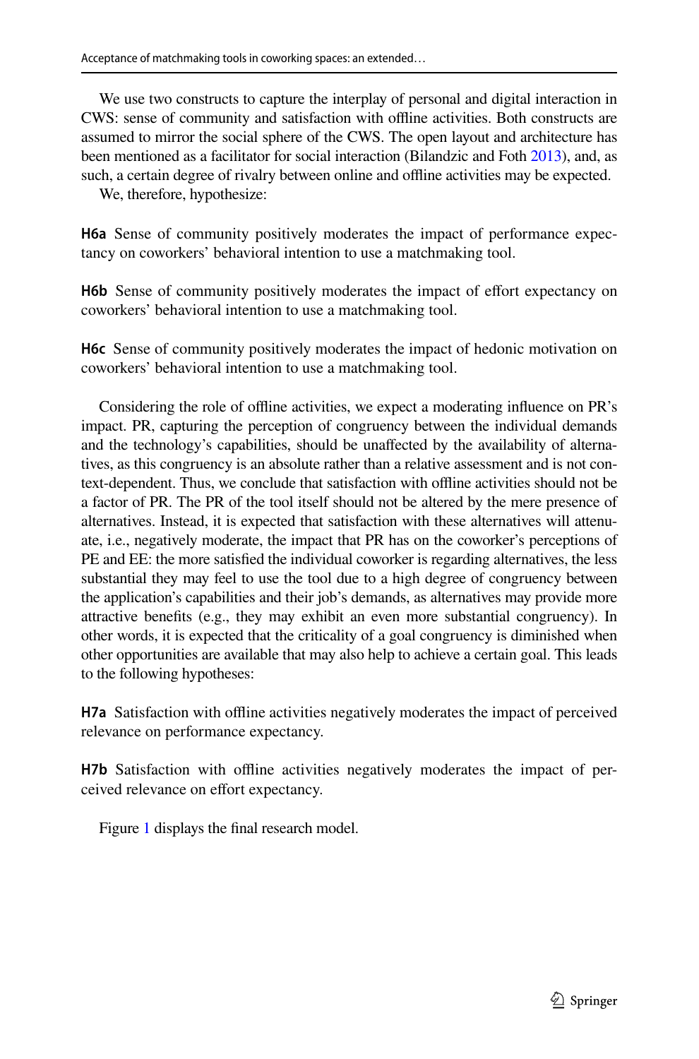We use two constructs to capture the interplay of personal and digital interaction in CWS: sense of community and satisfaction with offline activities. Both constructs are assumed to mirror the social sphere of the CWS. The open layout and architecture has been mentioned as a facilitator for social interaction (Bilandzic and Foth 2013), and, as such, a certain degree of rivalry between online and offline activities may be expected.

We, therefore, hypothesize:

**H6a** Sense of community positively moderates the impact of performance expectancy on coworkers' behavioral intention to use a matchmaking tool.

**H6b** Sense of community positively moderates the impact of effort expectancy on coworkers' behavioral intention to use a matchmaking tool.

**H6c** Sense of community positively moderates the impact of hedonic motivation on coworkers' behavioral intention to use a matchmaking tool.

Considering the role of offline activities, we expect a moderating influence on PR's impact. PR, capturing the perception of congruency between the individual demands and the technology's capabilities, should be unaffected by the availability of alternatives, as this congruency is an absolute rather than a relative assessment and is not context-dependent. Thus, we conclude that satisfaction with offline activities should not be a factor of PR. The PR of the tool itself should not be altered by the mere presence of alternatives. Instead, it is expected that satisfaction with these alternatives will attenuate, i.e., negatively moderate, the impact that PR has on the coworker's perceptions of PE and EE: the more satisfied the individual coworker is regarding alternatives, the less substantial they may feel to use the tool due to a high degree of congruency between the application's capabilities and their job's demands, as alternatives may provide more attractive benefits (e.g., they may exhibit an even more substantial congruency). In other words, it is expected that the criticality of a goal congruency is diminished when other opportunities are available that may also help to achieve a certain goal. This leads to the following hypotheses:

**H7a** Satisfaction with offline activities negatively moderates the impact of perceived relevance on performance expectancy.

**H7b** Satisfaction with offline activities negatively moderates the impact of perceived relevance on effort expectancy.

Figure 1 displays the final research model.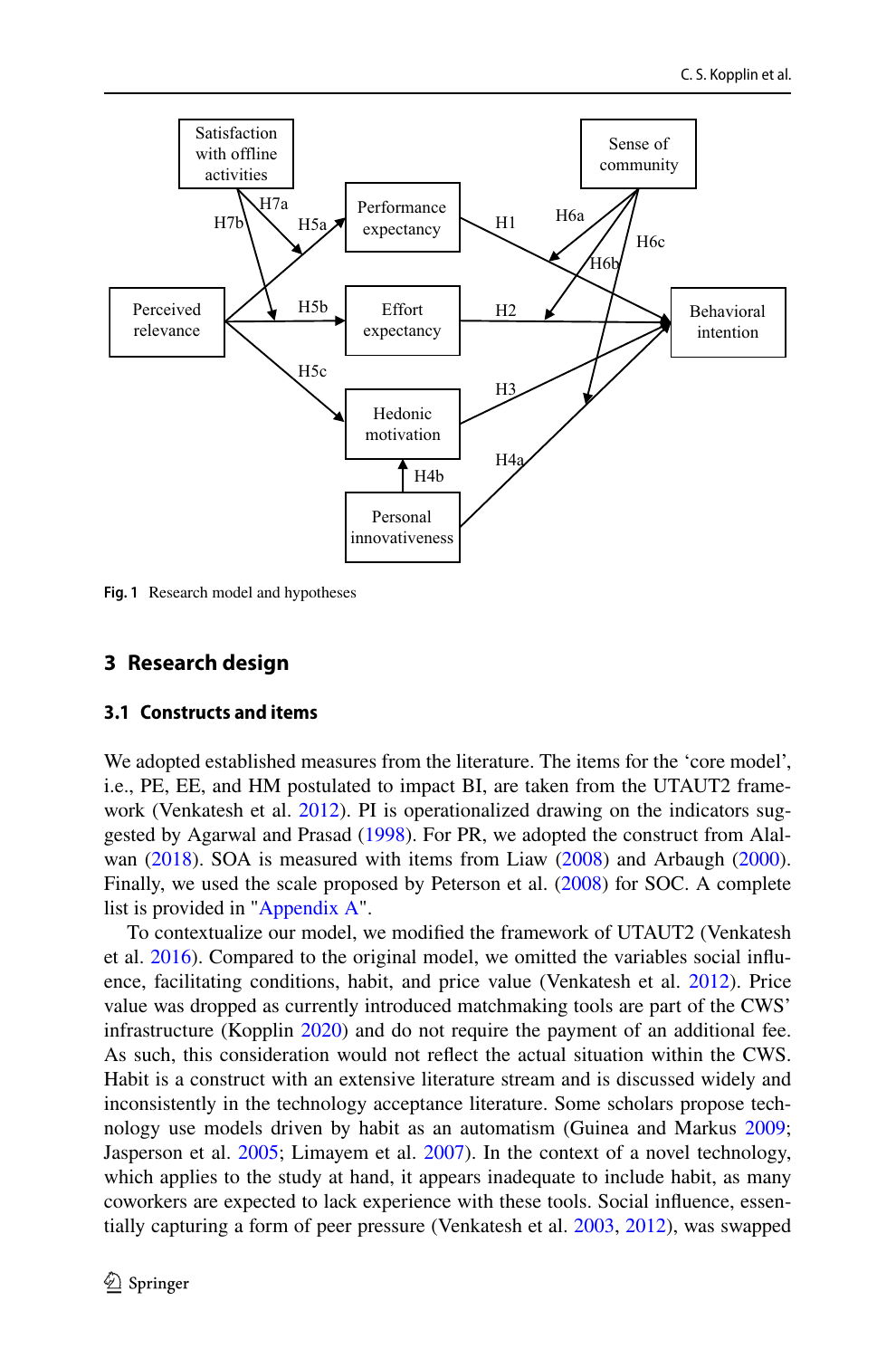Fig. 1 Research model and hypotheses

## 3 Research design

### 3.1 Constructs and items

We adopted established measures from the literature. The items for the 'core model', i.e., PE, EE, and HM postulated to impact BI, are taken from the UTAUT2 framework (Venkatesh et al. 2012). PI is operationalized drawing on the indicators suggested by Agarwal and Prasad (1998). For PR, we adopted the construct from Alalwan (2018). SOA is measured with items from Liaw (2008) and Arbaugh (2000). Finally, we used the scale proposed by Peterson et al. (2008) for SOC. A complete list is provided in "Appendix A".

To contextualize our model, we modified the framework of UTAUT2 (Venkatesh et al. 2016). Compared to the original model, we omitted the variables social influence, facilitating conditions, habit, and price value (Venkatesh et al. 2012). Price value was dropped as currently introduced matchmaking tools are part of the CWS' infrastructure (Kopplin 2020) and do not require the payment of an additional fee. As such, this consideration would not reflect the actual situation within the CWS. Habit is a construct with an extensive literature stream and is discussed widely and inconsistently in the technology acceptance literature. Some scholars propose technology use models driven by habit as an automatism (Guinea and Markus 2009; Jasperson et al. 2005; Limayem et al. 2007). In the context of a novel technology, which applies to the study at hand, it appears inadequate to include habit, as many coworkers are expected to lack experience with these tools. Social influence, essentially capturing a form of peer pressure (Venkatesh et al. 2003, 2012), was swapped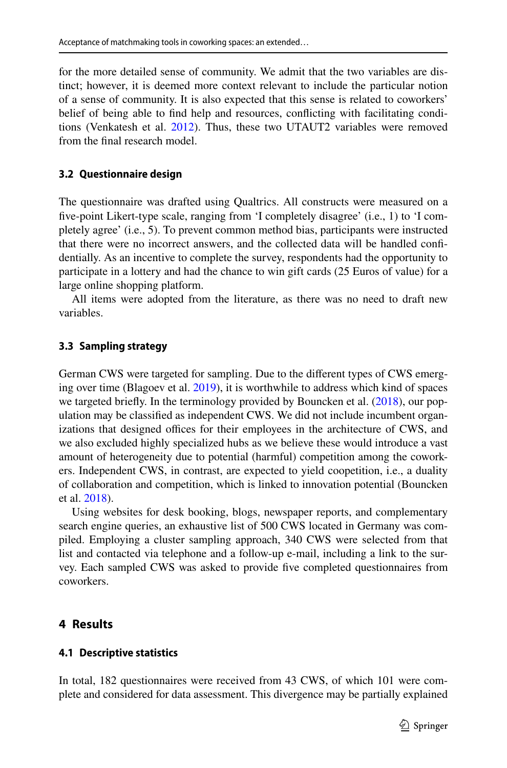for the more detailed sense of community. We admit that the two variables are distinct; however, it is deemed more context relevant to include the particular notion of a sense of community. It is also expected that this sense is related to coworkers' belief of being able to find help and resources, conflicting with facilitating conditions (Venkatesh et al. 2012). Thus, these two UTAUT2 variables were removed from the final research model.

### 3.2 Questionnaire design

The questionnaire was drafted using Qualtrics. All constructs were measured on a five-point Likert-type scale, ranging from 'I completely disagree' (i.e., 1) to 'I completely agree' (i.e., 5). To prevent common method bias, participants were instructed that there were no incorrect answers, and the collected data will be handled confidentially. As an incentive to complete the survey, respondents had the opportunity to participate in a lottery and had the chance to win gift cards (25 Euros of value) for a large online shopping platform.

All items were adopted from the literature, as there was no need to draft new variables.

### 3.3 Sampling strategy

German CWS were targeted for sampling. Due to the different types of CWS emerging over time (Blagoev et al. 2019), it is worthwhile to address which kind of spaces we targeted briefly. In the terminology provided by Bouncken et al. (2018), our population may be classified as independent CWS. We did not include incumbent organizations that designed offices for their employees in the architecture of CWS, and we also excluded highly specialized hubs as we believe these would introduce a vast amount of heterogeneity due to potential (harmful) competition among the coworkers. Independent CWS, in contrast, are expected to yield coopetition, i.e., a duality of collaboration and competition, which is linked to innovation potential (Bouncken et al. 2018).

Using websites for desk booking, blogs, newspaper reports, and complementary search engine queries, an exhaustive list of 500 CWS located in Germany was compiled. Employing a cluster sampling approach, 340 CWS were selected from that list and contacted via telephone and a follow-up e-mail, including a link to the survey. Each sampled CWS was asked to provide five completed questionnaires from coworkers.

## 4 Results

### 4.1 Descriptive statistics

In total, 182 questionnaires were received from 43 CWS, of which 101 were complete and considered for data assessment. This divergence may be partially explained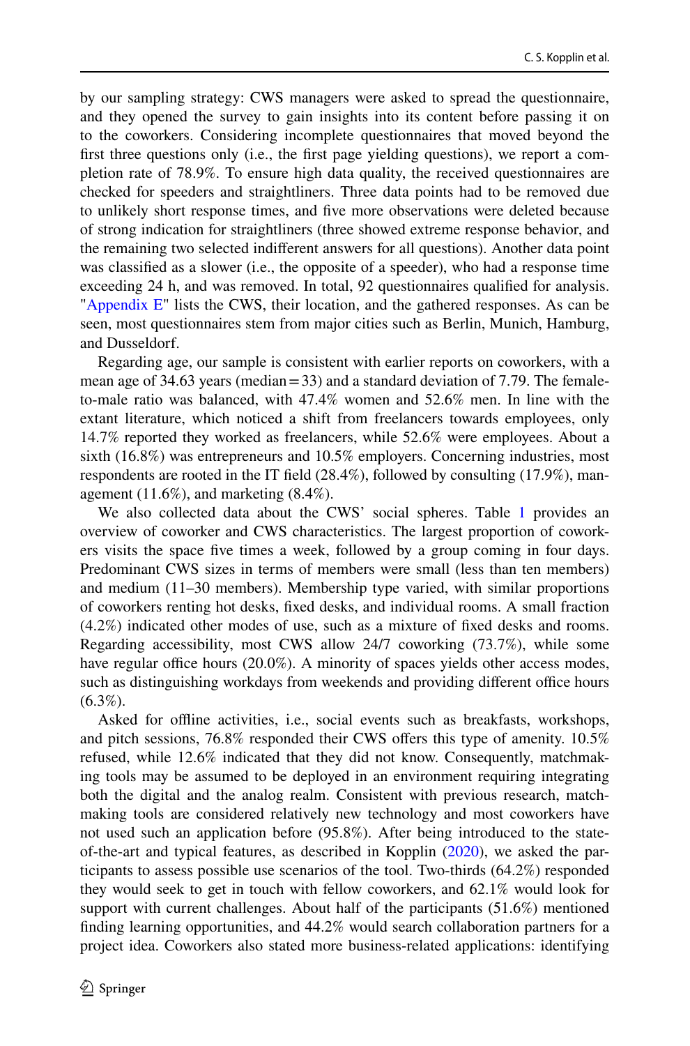by our sampling strategy: CWS managers were asked to spread the questionnaire, and they opened the survey to gain insights into its content before passing it on to the coworkers. Considering incomplete questionnaires that moved beyond the first three questions only (i.e., the first page yielding questions), we report a completion rate of 78.9%. To ensure high data quality, the received questionnaires are checked for speeders and straightliners. Three data points had to be removed due to unlikely short response times, and five more observations were deleted because of strong indication for straightliners (three showed extreme response behavior, and the remaining two selected indifferent answers for all questions). Another data point was classified as a slower (i.e., the opposite of a speeder), who had a response time exceeding 24 h, and was removed. In total, 92 questionnaires qualified for analysis. "Appendix E" lists the CWS, their location, and the gathered responses. As can be seen, most questionnaires stem from major cities such as Berlin, Munich, Hamburg, and Dusseldorf.

Regarding age, our sample is consistent with earlier reports on coworkers, with a mean age of 34.63 years (median = 33) and a standard deviation of 7.79. The female-to-male ratio was balanced, with 47.4% women and 52.6% men. In line with the extant literature, which noticed a shift from freelancers towards employees, only 14.7% reported they worked as freelancers, while 52.6% were employees. About a sixth (16.8%) was entrepreneurs and 10.5% employers. Concerning industries, most respondents are rooted in the IT field (28.4%), followed by consulting (17.9%), management (11.6%), and marketing (8.4%).

We also collected data about the CWS' social spheres. Table 1 provides an overview of coworker and CWS characteristics. The largest proportion of coworkers visits the space five times a week, followed by a group coming in four days. Predominant CWS sizes in terms of members were small (less than ten members) and medium (11–30 members). Membership type varied, with similar proportions of coworkers renting hot desks, fixed desks, and individual rooms. A small fraction (4.2%) indicated other modes of use, such as a mixture of fixed desks and rooms. Regarding accessibility, most CWS allow 24/7 coworking (73.7%), while some have regular office hours (20.0%). A minority of spaces yields other access modes, such as distinguishing workdays from weekends and providing different office hours (6.3%).

Asked for offline activities, i.e., social events such as breakfasts, workshops, and pitch sessions, 76.8% responded their CWS offers this type of amenity. 10.5% refused, while 12.6% indicated that they did not know. Consequently, matchmaking tools may be assumed to be deployed in an environment requiring integrating both the digital and the analog realm. Consistent with previous research, matchmaking tools are considered relatively new technology and most coworkers have not used such an application before (95.8%). After being introduced to the state-of-the-art and typical features, as described in Kopplin (2020), we asked the participants to assess possible use scenarios of the tool. Two-thirds (64.2%) responded they would seek to get in touch with fellow coworkers, and 62.1% would look for support with current challenges. About half of the participants (51.6%) mentioned finding learning opportunities, and 44.2% would search collaboration partners for a project idea. Coworkers also stated more business-related applications: identifying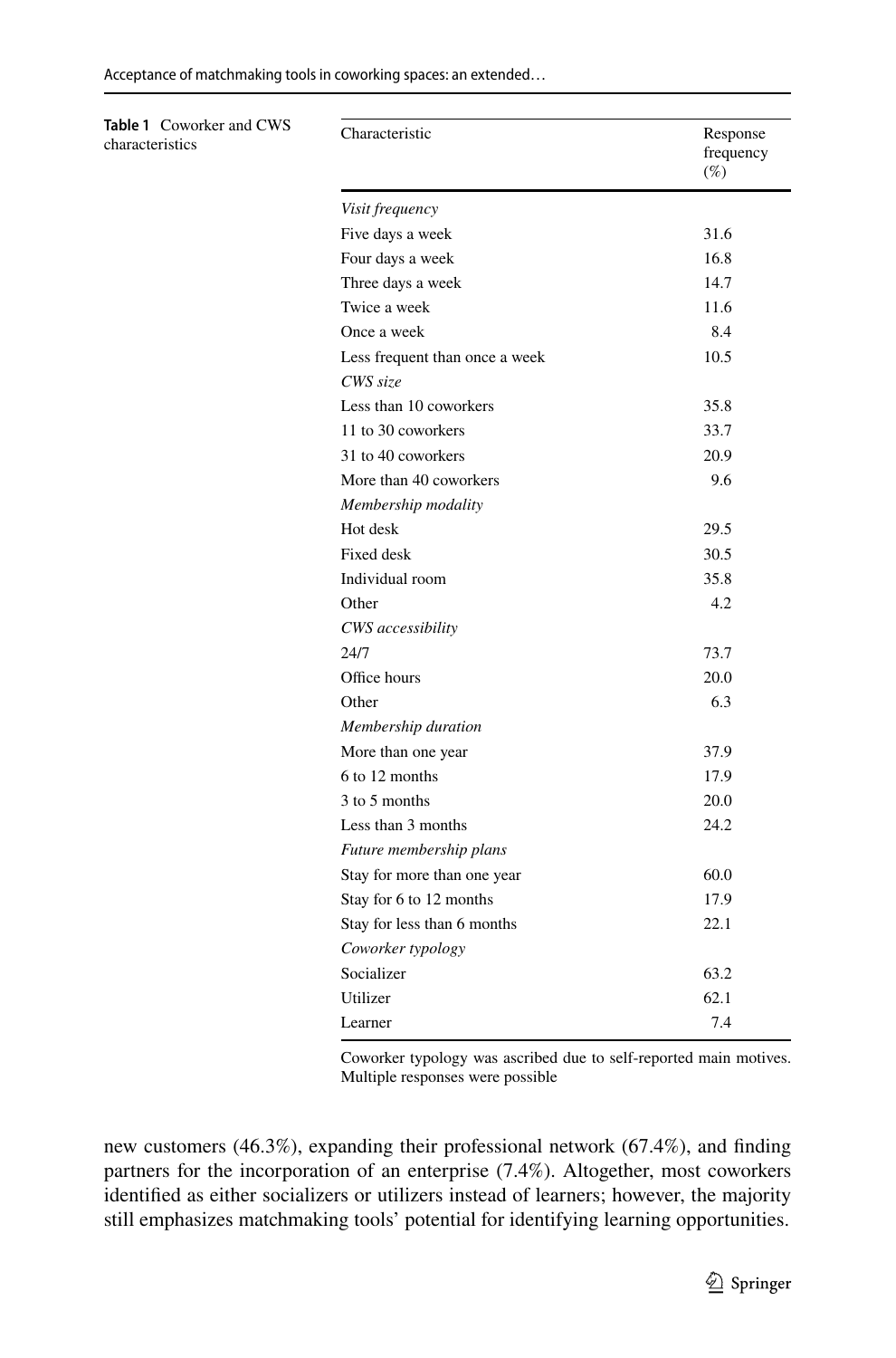**Table 1** Coworker and CWS characteristics

| Characteristic | Response frequency (%) |
|---|---|
| *Visit frequency* | |
| Five days a week | 31.6 |
| Four days a week | 16.8 |
| Three days a week | 14.7 |
| Twice a week | 11.6 |
| Once a week | 8.4 |
| Less frequent than once a week | 10.5 |
| *CWS size* | |
| Less than 10 coworkers | 35.8 |
| 11 to 30 coworkers | 33.7 |
| 31 to 40 coworkers | 20.9 |
| More than 40 coworkers | 9.6 |
| *Membership modality* | |
| Hot desk | 29.5 |
| Fixed desk | 30.5 |
| Individual room | 35.8 |
| Other | 4.2 |
| *CWS accessibility* | |
| 24/7 | 73.7 |
| Office hours | 20.0 |
| Other | 6.3 |
| *Membership duration* | |
| More than one year | 37.9 |
| 6 to 12 months | 17.9 |
| 3 to 5 months | 20.0 |
| Less than 3 months | 24.2 |
| *Future membership plans* | |
| Stay for more than one year | 60.0 |
| Stay for 6 to 12 months | 17.9 |
| Stay for less than 6 months | 22.1 |
| *Coworker typology* | |
| Socializer | 63.2 |
| Utilizer | 62.1 |
| Learner | 7.4 |

Coworker typology was ascribed due to self-reported main motives. Multiple responses were possible

new customers (46.3%), expanding their professional network (67.4%), and finding partners for the incorporation of an enterprise (7.4%). Altogether, most coworkers identified as either socializers or utilizers instead of learners; however, the majority still emphasizes matchmaking tools' potential for identifying learning opportunities.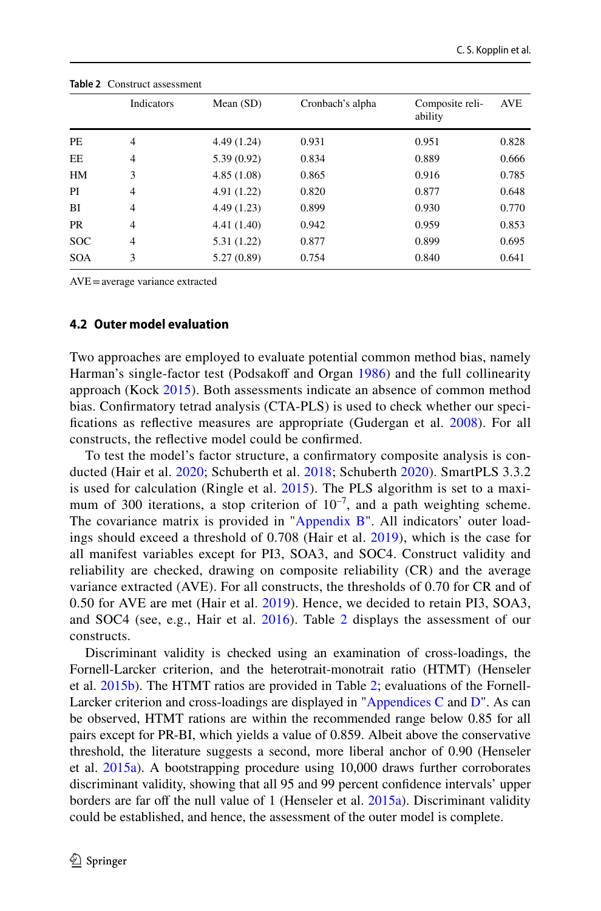**Table 2** Construct assessment

| | Indicators | Mean (SD) | Cronbach's alpha | Composite reliability | AVE |
|---|---|---|---|---|---|
| PE | 4 | 4.49 (1.24) | 0.931 | 0.951 | 0.828 |
| EE | 4 | 5.39 (0.92) | 0.834 | 0.889 | 0.666 |
| HM | 3 | 4.85 (1.08) | 0.865 | 0.916 | 0.785 |
| PI | 4 | 4.91 (1.22) | 0.820 | 0.877 | 0.648 |
| BI | 4 | 4.49 (1.23) | 0.899 | 0.930 | 0.770 |
| PR | 4 | 4.41 (1.40) | 0.942 | 0.959 | 0.853 |
| SOC | 4 | 5.31 (1.22) | 0.877 | 0.899 | 0.695 |
| SOA | 3 | 5.27 (0.89) | 0.754 | 0.840 | 0.641 |

AVE = average variance extracted

### 4.2 Outer model evaluation

Two approaches are employed to evaluate potential common method bias, namely Harman's single-factor test (Podsakoff and Organ 1986) and the full collinearity approach (Kock 2015). Both assessments indicate an absence of common method bias. Confirmatory tetrad analysis (CTA-PLS) is used to check whether our specifications as reflective measures are appropriate (Gudergan et al. 2008). For all constructs, the reflective model could be confirmed.

To test the model's factor structure, a confirmatory composite analysis is conducted (Hair et al. 2020; Schuberth et al. 2018; Schuberth 2020). SmartPLS 3.3.2 is used for calculation (Ringle et al. 2015). The PLS algorithm is set to a maximum of 300 iterations, a stop criterion of $10^{-7}$, and a path weighting scheme. The covariance matrix is provided in "Appendix B". All indicators' outer loadings should exceed a threshold of 0.708 (Hair et al. 2019), which is the case for all manifest variables except for PI3, SOA3, and SOC4. Construct validity and reliability are checked, drawing on composite reliability (CR) and the average variance extracted (AVE). For all constructs, the thresholds of 0.70 for CR and of 0.50 for AVE are met (Hair et al. 2019). Hence, we decided to retain PI3, SOA3, and SOC4 (see, e.g., Hair et al. 2016). Table 2 displays the assessment of our constructs.

Discriminant validity is checked using an examination of cross-loadings, the Fornell-Larcker criterion, and the heterotrait-monotrait ratio (HTMT) (Henseler et al. 2015b). The HTMT ratios are provided in Table 2; evaluations of the Fornell-Larcker criterion and cross-loadings are displayed in "Appendices C and D". As can be observed, HTMT rations are within the recommended range below 0.85 for all pairs except for PR-BI, which yields a value of 0.859. Albeit above the conservative threshold, the literature suggests a second, more liberal anchor of 0.90 (Henseler et al. 2015a). A bootstrapping procedure using 10,000 draws further corroborates discriminant validity, showing that all 95 and 99 percent confidence intervals' upper borders are far off the null value of 1 (Henseler et al. 2015a). Discriminant validity could be established, and hence, the assessment of the outer model is complete.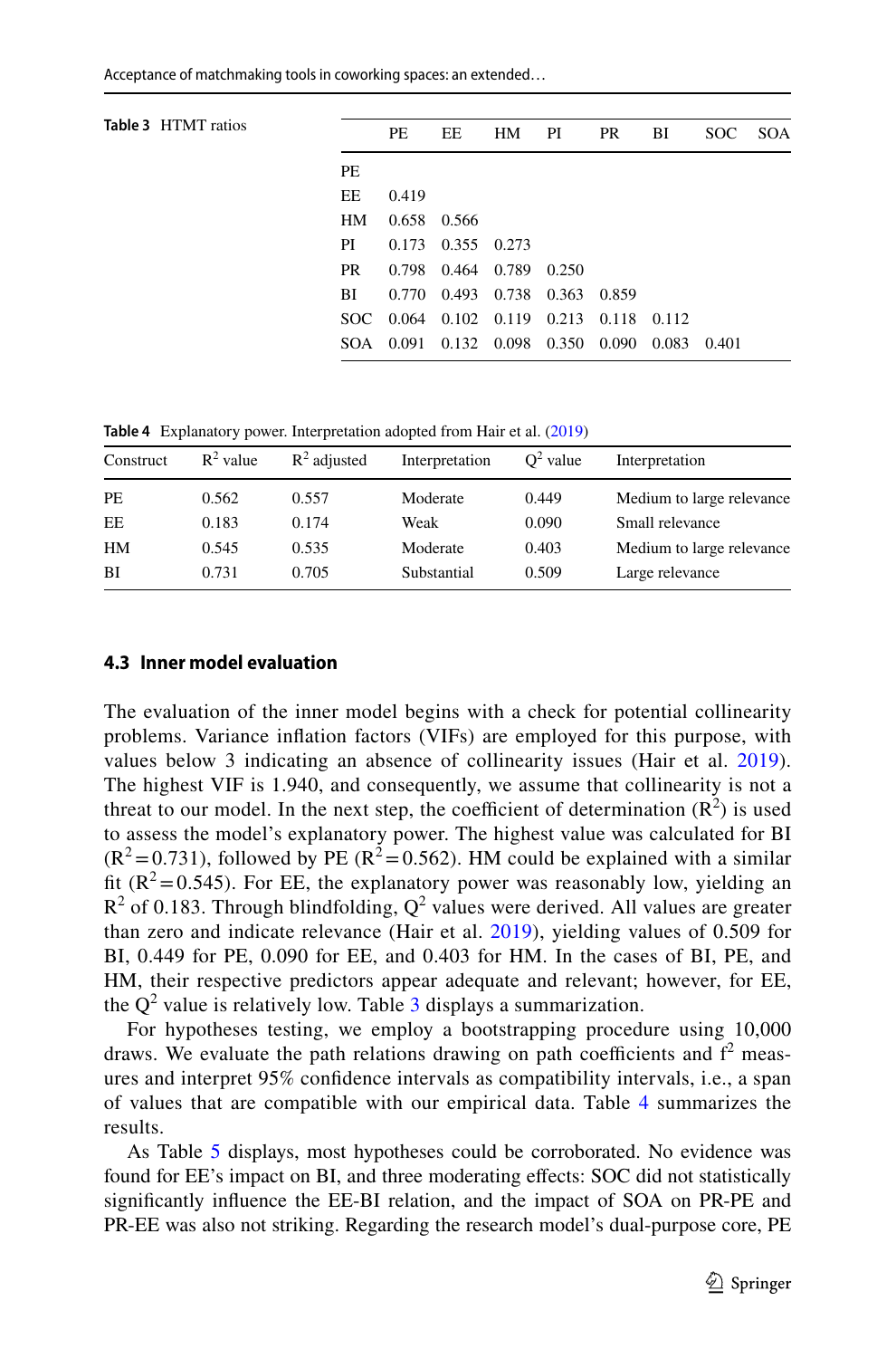**Table 3** HTMT ratios

| | PE | EE | HM | PI | PR | BI | SOC | SOA |
|---|---|---|---|---|---|---|---|---|
| PE | | | | | | | | |
| EE | 0.419 | | | | | | | |
| HM | 0.658 | 0.566 | | | | | | |
| PI | 0.173 | 0.355 | 0.273 | | | | | |
| PR | 0.798 | 0.464 | 0.789 | 0.250 | | | | |
| BI | 0.770 | 0.493 | 0.738 | 0.363 | 0.859 | | | |
| SOC | 0.064 | 0.102 | 0.119 | 0.213 | 0.118 | 0.112 | | |
| SOA | 0.091 | 0.132 | 0.098 | 0.350 | 0.090 | 0.083 | 0.401 | |

**Table 4** Explanatory power. Interpretation adopted from Hair et al. (2019)

| Construct | $R^2$ value | $R^2$ adjusted | Interpretation | $Q^2$ value | Interpretation |
|---|---|---|---|---|---|
| PE | 0.562 | 0.557 | Moderate | 0.449 | Medium to large relevance |
| EE | 0.183 | 0.174 | Weak | 0.090 | Small relevance |
| HM | 0.545 | 0.535 | Moderate | 0.403 | Medium to large relevance |
| BI | 0.731 | 0.705 | Substantial | 0.509 | Large relevance |

### 4.3 Inner model evaluation

The evaluation of the inner model begins with a check for potential collinearity problems. Variance inflation factors (VIFs) are employed for this purpose, with values below 3 indicating an absence of collinearity issues (Hair et al. 2019). The highest VIF is 1.940, and consequently, we assume that collinearity is not a threat to our model. In the next step, the coefficient of determination ($R^2$) is used to assess the model's explanatory power. The highest value was calculated for BI ($R^2 = 0.731$), followed by PE ($R^2 = 0.562$). HM could be explained with a similar fit ($R^2 = 0.545$). For EE, the explanatory power was reasonably low, yielding an $R^2$ of 0.183. Through blindfolding, $Q^2$ values were derived. All values are greater than zero and indicate relevance (Hair et al. 2019), yielding values of 0.509 for BI, 0.449 for PE, 0.090 for EE, and 0.403 for HM. In the cases of BI, PE, and HM, their respective predictors appear adequate and relevant; however, for EE, the $Q^2$ value is relatively low. Table 3 displays a summarization.

For hypotheses testing, we employ a bootstrapping procedure using 10,000 draws. We evaluate the path relations drawing on path coefficients and $f^2$ measures and interpret 95% confidence intervals as compatibility intervals, i.e., a span of values that are compatible with our empirical data. Table 4 summarizes the results.

As Table 5 displays, most hypotheses could be corroborated. No evidence was found for EE's impact on BI, and three moderating effects: SOC did not statistically significantly influence the EE-BI relation, and the impact of SOA on PR-PE and PR-EE was also not striking. Regarding the research model's dual-purpose core, PE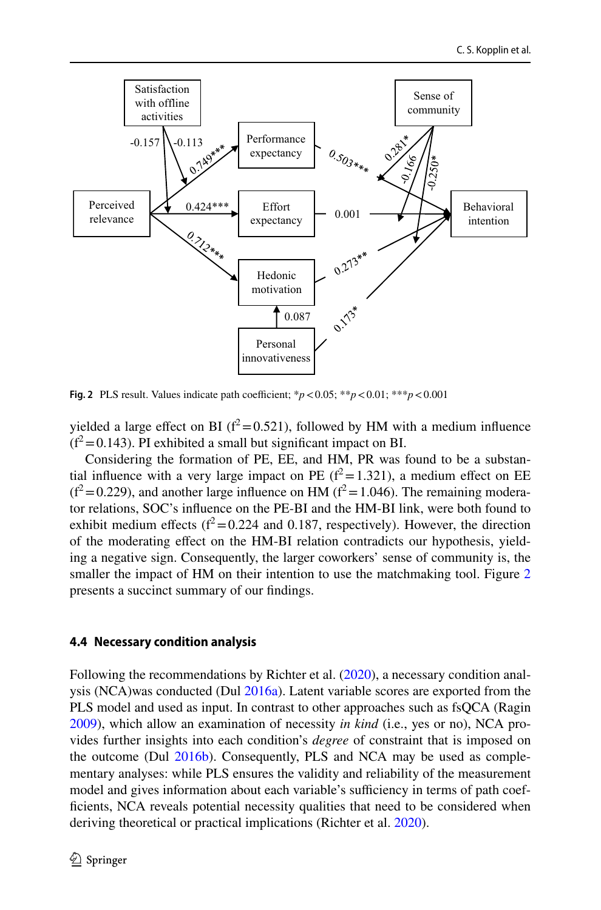Fig. 2 PLS result. Values indicate path coefficient; *$p < 0.05$; **$p < 0.01$; ***$p < 0.001$

yielded a large effect on BI ($f^2 = 0.521$), followed by HM with a medium influence ($f^2 = 0.143$). PI exhibited a small but significant impact on BI.

Considering the formation of PE, EE, and HM, PR was found to be a substantial influence with a very large impact on PE ($f^2 = 1.321$), a medium effect on EE ($f^2 = 0.229$), and another large influence on HM ($f^2 = 1.046$). The remaining moderator relations, SOC's influence on the PE-BI and the HM-BI link, were both found to exhibit medium effects ($f^2 = 0.224$ and 0.187, respectively). However, the direction of the moderating effect on the HM-BI relation contradicts our hypothesis, yielding a negative sign. Consequently, the larger coworkers' sense of community is, the smaller the impact of HM on their intention to use the matchmaking tool. Figure 2 presents a succinct summary of our findings.

### 4.4 Necessary condition analysis

Following the recommendations by Richter et al. (2020), a necessary condition analysis (NCA)was conducted (Dul 2016a). Latent variable scores are exported from the PLS model and used as input. In contrast to other approaches such as fsQCA (Ragin 2009), which allow an examination of necessity *in kind* (i.e., yes or no), NCA provides further insights into each condition's *degree* of constraint that is imposed on the outcome (Dul 2016b). Consequently, PLS and NCA may be used as complementary analyses: while PLS ensures the validity and reliability of the measurement model and gives information about each variable's sufficiency in terms of path coefficients, NCA reveals potential necessity qualities that need to be considered when deriving theoretical or practical implications (Richter et al. 2020).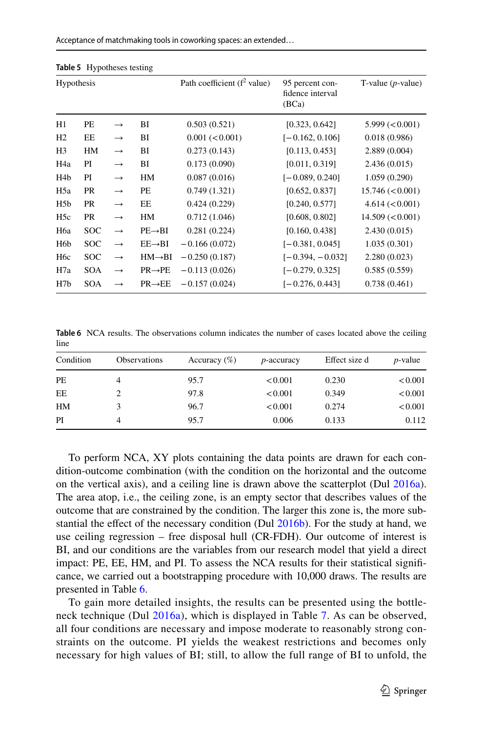**Table 5** Hypotheses testing

| Hypothesis | | | | Path coefficient ($f^2$ value) | 95 percent confidence interval (BCa) | T-value (*p*-value) |
|---|---|---|---|---|---|---|
| H1 | PE | → | BI | 0.503 (0.521) | [0.323, 0.642] | 5.999 (< 0.001) |
| H2 | EE | → | BI | 0.001 (< 0.001) | [− 0.162, 0.106] | 0.018 (0.986) |
| H3 | HM | → | BI | 0.273 (0.143) | [0.113, 0.453] | 2.889 (0.004) |
| H4a | PI | → | BI | 0.173 (0.090) | [0.011, 0.319] | 2.436 (0.015) |
| H4b | PI | → | HM | 0.087 (0.016) | [− 0.089, 0.240] | 1.059 (0.290) |
| H5a | PR | → | PE | 0.749 (1.321) | [0.652, 0.837] | 15.746 (< 0.001) |
| H5b | PR | → | EE | 0.424 (0.229) | [0.240, 0.577] | 4.614 (< 0.001) |
| H5c | PR | → | HM | 0.712 (1.046) | [0.608, 0.802] | 14.509 (< 0.001) |
| H6a | SOC | → | PE→BI | 0.281 (0.224) | [0.160, 0.438] | 2.430 (0.015) |
| H6b | SOC | → | EE→BI | − 0.166 (0.072) | [− 0.381, 0.045] | 1.035 (0.301) |
| H6c | SOC | → | HM→BI | − 0.250 (0.187) | [− 0.394, − 0.032] | 2.280 (0.023) |
| H7a | SOA | → | PR→PE | − 0.113 (0.026) | [− 0.279, 0.325] | 0.585 (0.559) |
| H7b | SOA | → | PR→EE | − 0.157 (0.024) | [− 0.276, 0.443] | 0.738 (0.461) |

**Table 6** NCA results. The observations column indicates the number of cases located above the ceiling line

| Condition | Observations | Accuracy (%) | *p*-accuracy | Effect size d | *p*-value |
|---|---|---|---|---|---|
| PE | 4 | 95.7 | < 0.001 | 0.230 | < 0.001 |
| EE | 2 | 97.8 | < 0.001 | 0.349 | < 0.001 |
| HM | 3 | 96.7 | < 0.001 | 0.274 | < 0.001 |
| PI | 4 | 95.7 | 0.006 | 0.133 | 0.112 |

To perform NCA, XY plots containing the data points are drawn for each condition-outcome combination (with the condition on the horizontal and the outcome on the vertical axis), and a ceiling line is drawn above the scatterplot (Dul 2016a). The area atop, i.e., the ceiling zone, is an empty sector that describes values of the outcome that are constrained by the condition. The larger this zone is, the more substantial the effect of the necessary condition (Dul 2016b). For the study at hand, we use ceiling regression – free disposal hull (CR-FDH). Our outcome of interest is BI, and our conditions are the variables from our research model that yield a direct impact: PE, EE, HM, and PI. To assess the NCA results for their statistical significance, we carried out a bootstrapping procedure with 10,000 draws. The results are presented in Table 6.

To gain more detailed insights, the results can be presented using the bottleneck technique (Dul 2016a), which is displayed in Table 7. As can be observed, all four conditions are necessary and impose moderate to reasonably strong constraints on the outcome. PI yields the weakest restrictions and becomes only necessary for high values of BI; still, to allow the full range of BI to unfold, the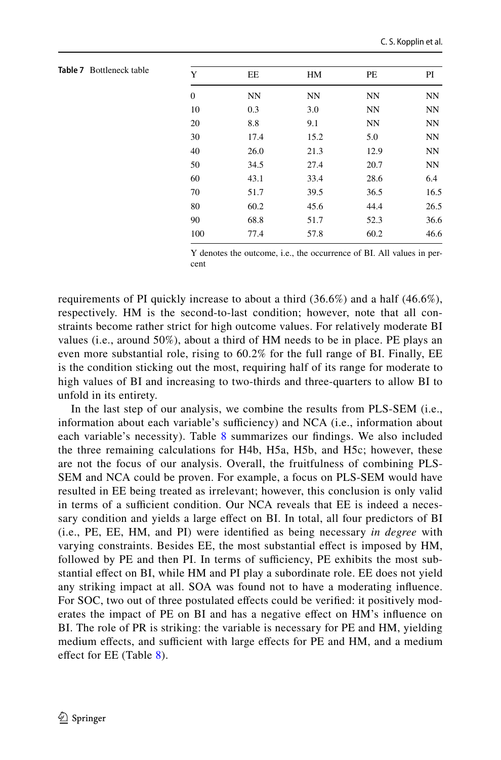**Table 7** Bottleneck table

| Y | EE | HM | PE | PI |
|---|---|---|---|---|
| 0 | NN | NN | NN | NN |
| 10 | 0.3 | 3.0 | NN | NN |
| 20 | 8.8 | 9.1 | NN | NN |
| 30 | 17.4 | 15.2 | 5.0 | NN |
| 40 | 26.0 | 21.3 | 12.9 | NN |
| 50 | 34.5 | 27.4 | 20.7 | NN |
| 60 | 43.1 | 33.4 | 28.6 | 6.4 |
| 70 | 51.7 | 39.5 | 36.5 | 16.5 |
| 80 | 60.2 | 45.6 | 44.4 | 26.5 |
| 90 | 68.8 | 51.7 | 52.3 | 36.6 |
| 100 | 77.4 | 57.8 | 60.2 | 46.6 |

Y denotes the outcome, i.e., the occurrence of BI. All values in percent

requirements of PI quickly increase to about a third (36.6%) and a half (46.6%), respectively. HM is the second-to-last condition; however, note that all constraints become rather strict for high outcome values. For relatively moderate BI values (i.e., around 50%), about a third of HM needs to be in place. PE plays an even more substantial role, rising to 60.2% for the full range of BI. Finally, EE is the condition sticking out the most, requiring half of its range for moderate to high values of BI and increasing to two-thirds and three-quarters to allow BI to unfold in its entirety.

In the last step of our analysis, we combine the results from PLS-SEM (i.e., information about each variable's sufficiency) and NCA (i.e., information about each variable's necessity). Table 8 summarizes our findings. We also included the three remaining calculations for H4b, H5a, H5b, and H5c; however, these are not the focus of our analysis. Overall, the fruitfulness of combining PLS-SEM and NCA could be proven. For example, a focus on PLS-SEM would have resulted in EE being treated as irrelevant; however, this conclusion is only valid in terms of a sufficient condition. Our NCA reveals that EE is indeed a necessary condition and yields a large effect on BI. In total, all four predictors of BI (i.e., PE, EE, HM, and PI) were identified as being necessary *in degree* with varying constraints. Besides EE, the most substantial effect is imposed by HM, followed by PE and then PI. In terms of sufficiency, PE exhibits the most substantial effect on BI, while HM and PI play a subordinate role. EE does not yield any striking impact at all. SOA was found not to have a moderating influence. For SOC, two out of three postulated effects could be verified: it positively moderates the impact of PE on BI and has a negative effect on HM's influence on BI. The role of PR is striking: the variable is necessary for PE and HM, yielding medium effects, and sufficient with large effects for PE and HM, and a medium effect for EE (Table 8).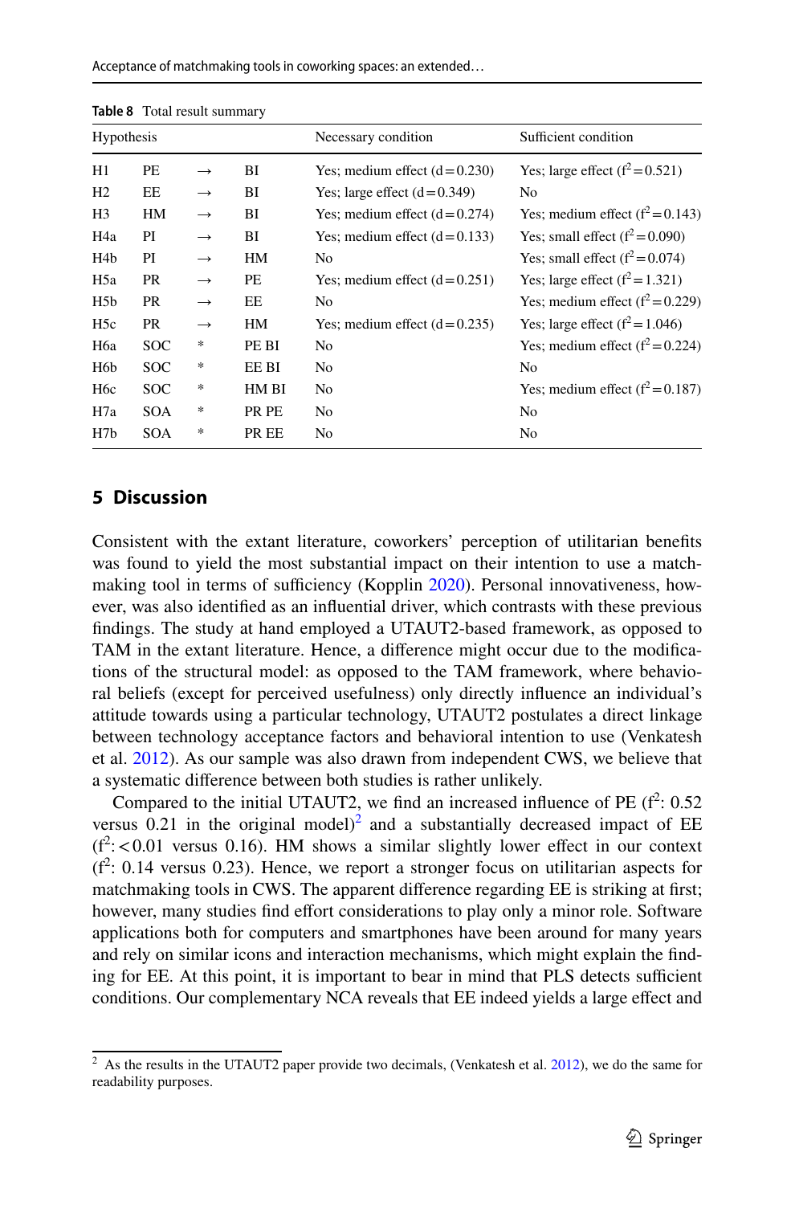**Table 8** Total result summary

| Hypothesis | | | | Necessary condition | Sufficient condition |
|---|---|---|---|---|---|
| H1 | PE | → | BI | Yes; medium effect (d = 0.230) | Yes; large effect ($f^2$ = 0.521) |
| H2 | EE | → | BI | Yes; large effect (d = 0.349) | No |
| H3 | HM | → | BI | Yes; medium effect (d = 0.274) | Yes; medium effect ($f^2$ = 0.143) |
| H4a | PI | → | BI | Yes; medium effect (d = 0.133) | Yes; small effect ($f^2$ = 0.090) |
| H4b | PI | → | HM | No | Yes; small effect ($f^2$ = 0.074) |
| H5a | PR | → | PE | Yes; medium effect (d = 0.251) | Yes; large effect ($f^2$ = 1.321) |
| H5b | PR | → | EE | No | Yes; medium effect ($f^2$ = 0.229) |
| H5c | PR | → | HM | Yes; medium effect (d = 0.235) | Yes; large effect ($f^2$ = 1.046) |
| H6a | SOC | * | PE BI | No | Yes; medium effect ($f^2$ = 0.224) |
| H6b | SOC | * | EE BI | No | No |
| H6c | SOC | * | HM BI | No | Yes; medium effect ($f^2$ = 0.187) |
| H7a | SOA | * | PR PE | No | No |
| H7b | SOA | * | PR EE | No | No |

## 5 Discussion

Consistent with the extant literature, coworkers' perception of utilitarian benefits was found to yield the most substantial impact on their intention to use a matchmaking tool in terms of sufficiency (Kopplin 2020). Personal innovativeness, however, was also identified as an influential driver, which contrasts with these previous findings. The study at hand employed a UTAUT2-based framework, as opposed to TAM in the extant literature. Hence, a difference might occur due to the modifications of the structural model: as opposed to the TAM framework, where behavioral beliefs (except for perceived usefulness) only directly influence an individual's attitude towards using a particular technology, UTAUT2 postulates a direct linkage between technology acceptance factors and behavioral intention to use (Venkatesh et al. 2012). As our sample was also drawn from independent CWS, we believe that a systematic difference between both studies is rather unlikely.

Compared to the initial UTAUT2, we find an increased influence of PE ($f^2$: 0.52 versus 0.21 in the original model)[2] and a substantially decreased impact of EE ($f^2$: < 0.01 versus 0.16). HM shows a similar slightly lower effect in our context ($f^2$: 0.14 versus 0.23). Hence, we report a stronger focus on utilitarian aspects for matchmaking tools in CWS. The apparent difference regarding EE is striking at first; however, many studies find effort considerations to play only a minor role. Software applications both for computers and smartphones have been around for many years and rely on similar icons and interaction mechanisms, which might explain the finding for EE. At this point, it is important to bear in mind that PLS detects sufficient conditions. Our complementary NCA reveals that EE indeed yields a large effect and

[2] As the results in the UTAUT2 paper provide two decimals, (Venkatesh et al. 2012), we do the same for readability purposes.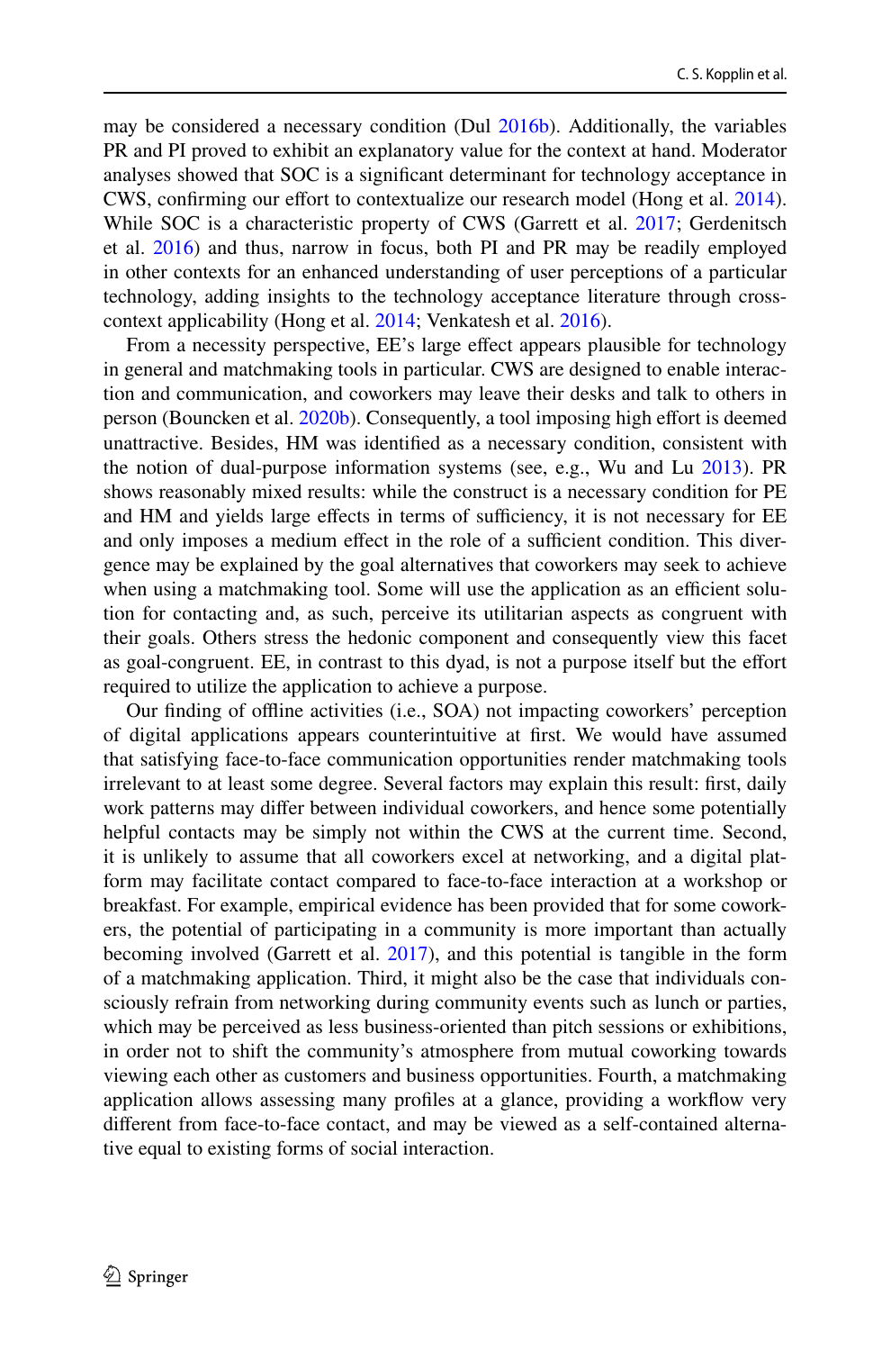may be considered a necessary condition (Dul 2016b). Additionally, the variables PR and PI proved to exhibit an explanatory value for the context at hand. Moderator analyses showed that SOC is a significant determinant for technology acceptance in CWS, confirming our effort to contextualize our research model (Hong et al. 2014). While SOC is a characteristic property of CWS (Garrett et al. 2017; Gerdenitsch et al. 2016) and thus, narrow in focus, both PI and PR may be readily employed in other contexts for an enhanced understanding of user perceptions of a particular technology, adding insights to the technology acceptance literature through cross-context applicability (Hong et al. 2014; Venkatesh et al. 2016).

From a necessity perspective, EE's large effect appears plausible for technology in general and matchmaking tools in particular. CWS are designed to enable interaction and communication, and coworkers may leave their desks and talk to others in person (Bouncken et al. 2020b). Consequently, a tool imposing high effort is deemed unattractive. Besides, HM was identified as a necessary condition, consistent with the notion of dual-purpose information systems (see, e.g., Wu and Lu 2013). PR shows reasonably mixed results: while the construct is a necessary condition for PE and HM and yields large effects in terms of sufficiency, it is not necessary for EE and only imposes a medium effect in the role of a sufficient condition. This divergence may be explained by the goal alternatives that coworkers may seek to achieve when using a matchmaking tool. Some will use the application as an efficient solution for contacting and, as such, perceive its utilitarian aspects as congruent with their goals. Others stress the hedonic component and consequently view this facet as goal-congruent. EE, in contrast to this dyad, is not a purpose itself but the effort required to utilize the application to achieve a purpose.

Our finding of offline activities (i.e., SOA) not impacting coworkers' perception of digital applications appears counterintuitive at first. We would have assumed that satisfying face-to-face communication opportunities render matchmaking tools irrelevant to at least some degree. Several factors may explain this result: first, daily work patterns may differ between individual coworkers, and hence some potentially helpful contacts may be simply not within the CWS at the current time. Second, it is unlikely to assume that all coworkers excel at networking, and a digital platform may facilitate contact compared to face-to-face interaction at a workshop or breakfast. For example, empirical evidence has been provided that for some coworkers, the potential of participating in a community is more important than actually becoming involved (Garrett et al. 2017), and this potential is tangible in the form of a matchmaking application. Third, it might also be the case that individuals consciously refrain from networking during community events such as lunch or parties, which may be perceived as less business-oriented than pitch sessions or exhibitions, in order not to shift the community's atmosphere from mutual coworking towards viewing each other as customers and business opportunities. Fourth, a matchmaking application allows assessing many profiles at a glance, providing a workflow very different from face-to-face contact, and may be viewed as a self-contained alternative equal to existing forms of social interaction.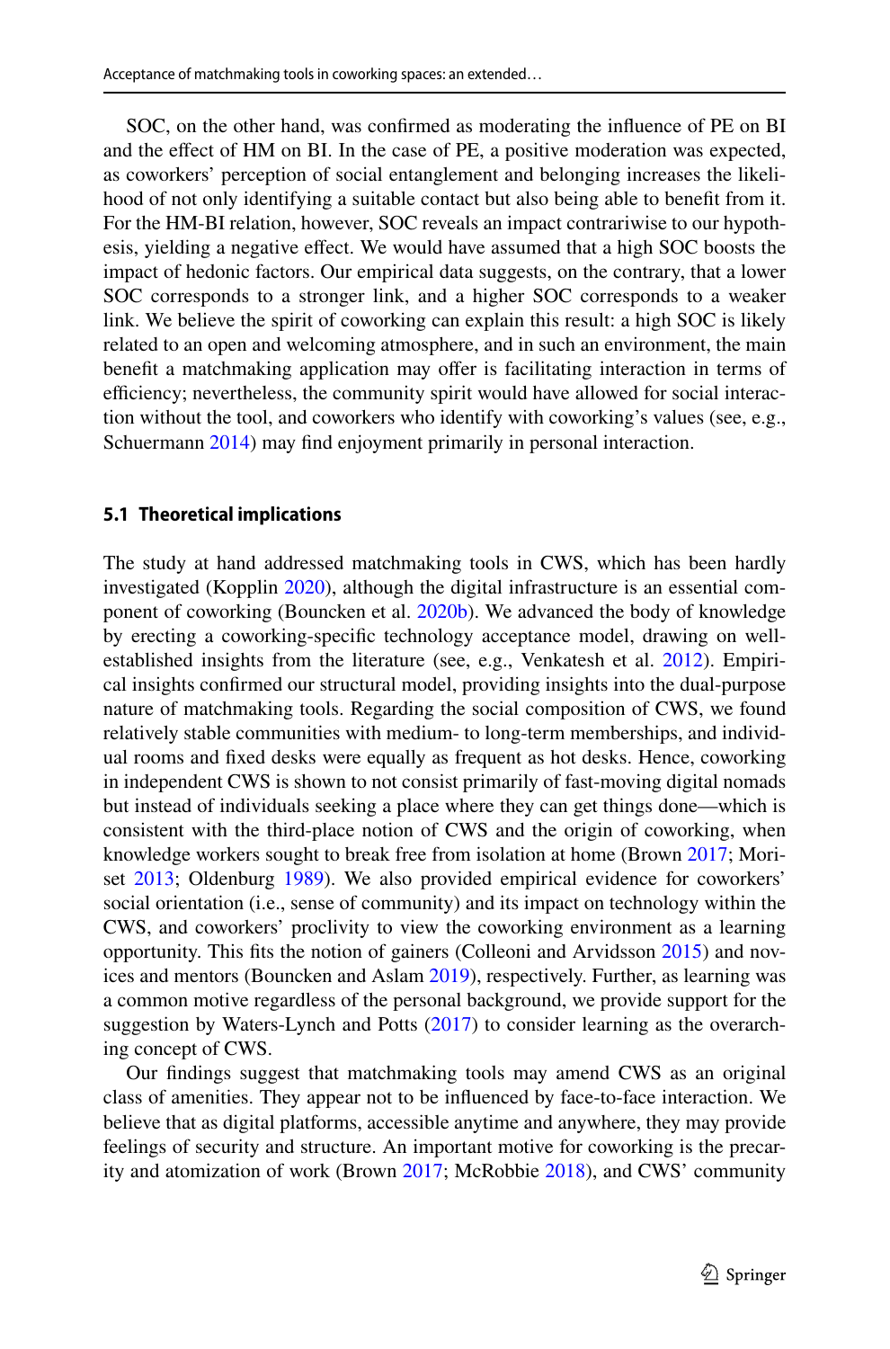SOC, on the other hand, was confirmed as moderating the influence of PE on BI and the effect of HM on BI. In the case of PE, a positive moderation was expected, as coworkers' perception of social entanglement and belonging increases the likelihood of not only identifying a suitable contact but also being able to benefit from it. For the HM-BI relation, however, SOC reveals an impact contrariwise to our hypothesis, yielding a negative effect. We would have assumed that a high SOC boosts the impact of hedonic factors. Our empirical data suggests, on the contrary, that a lower SOC corresponds to a stronger link, and a higher SOC corresponds to a weaker link. We believe the spirit of coworking can explain this result: a high SOC is likely related to an open and welcoming atmosphere, and in such an environment, the main benefit a matchmaking application may offer is facilitating interaction in terms of efficiency; nevertheless, the community spirit would have allowed for social interaction without the tool, and coworkers who identify with coworking's values (see, e.g., Schuermann 2014) may find enjoyment primarily in personal interaction.

### 5.1 Theoretical implications

The study at hand addressed matchmaking tools in CWS, which has been hardly investigated (Kopplin 2020), although the digital infrastructure is an essential component of coworking (Bouncken et al. 2020b). We advanced the body of knowledge by erecting a coworking-specific technology acceptance model, drawing on well-established insights from the literature (see, e.g., Venkatesh et al. 2012). Empirical insights confirmed our structural model, providing insights into the dual-purpose nature of matchmaking tools. Regarding the social composition of CWS, we found relatively stable communities with medium- to long-term memberships, and individual rooms and fixed desks were equally as frequent as hot desks. Hence, coworking in independent CWS is shown to not consist primarily of fast-moving digital nomads but instead of individuals seeking a place where they can get things done—which is consistent with the third-place notion of CWS and the origin of coworking, when knowledge workers sought to break free from isolation at home (Brown 2017; Moriset 2013; Oldenburg 1989). We also provided empirical evidence for coworkers' social orientation (i.e., sense of community) and its impact on technology within the CWS, and coworkers' proclivity to view the coworking environment as a learning opportunity. This fits the notion of gainers (Colleoni and Arvidsson 2015) and novices and mentors (Bouncken and Aslam 2019), respectively. Further, as learning was a common motive regardless of the personal background, we provide support for the suggestion by Waters-Lynch and Potts (2017) to consider learning as the overarching concept of CWS.

Our findings suggest that matchmaking tools may amend CWS as an original class of amenities. They appear not to be influenced by face-to-face interaction. We believe that as digital platforms, accessible anytime and anywhere, they may provide feelings of security and structure. An important motive for coworking is the precarity and atomization of work (Brown 2017; McRobbie 2018), and CWS' community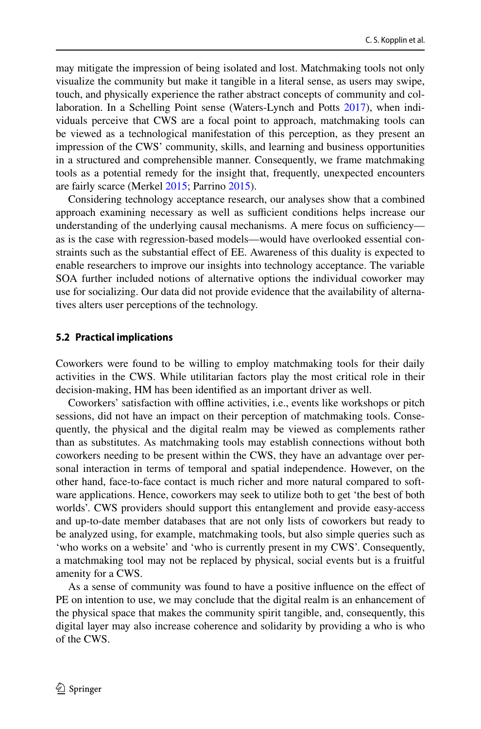may mitigate the impression of being isolated and lost. Matchmaking tools not only visualize the community but make it tangible in a literal sense, as users may swipe, touch, and physically experience the rather abstract concepts of community and collaboration. In a Schelling Point sense (Waters-Lynch and Potts 2017), when individuals perceive that CWS are a focal point to approach, matchmaking tools can be viewed as a technological manifestation of this perception, as they present an impression of the CWS' community, skills, and learning and business opportunities in a structured and comprehensible manner. Consequently, we frame matchmaking tools as a potential remedy for the insight that, frequently, unexpected encounters are fairly scarce (Merkel 2015; Parrino 2015).

Considering technology acceptance research, our analyses show that a combined approach examining necessary as well as sufficient conditions helps increase our understanding of the underlying causal mechanisms. A mere focus on sufficiency—as is the case with regression-based models—would have overlooked essential constraints such as the substantial effect of EE. Awareness of this duality is expected to enable researchers to improve our insights into technology acceptance. The variable SOA further included notions of alternative options the individual coworker may use for socializing. Our data did not provide evidence that the availability of alternatives alters user perceptions of the technology.

### 5.2 Practical implications

Coworkers were found to be willing to employ matchmaking tools for their daily activities in the CWS. While utilitarian factors play the most critical role in their decision-making, HM has been identified as an important driver as well.

Coworkers' satisfaction with offline activities, i.e., events like workshops or pitch sessions, did not have an impact on their perception of matchmaking tools. Consequently, the physical and the digital realm may be viewed as complements rather than as substitutes. As matchmaking tools may establish connections without both coworkers needing to be present within the CWS, they have an advantage over personal interaction in terms of temporal and spatial independence. However, on the other hand, face-to-face contact is much richer and more natural compared to software applications. Hence, coworkers may seek to utilize both to get 'the best of both worlds'. CWS providers should support this entanglement and provide easy-access and up-to-date member databases that are not only lists of coworkers but ready to be analyzed using, for example, matchmaking tools, but also simple queries such as 'who works on a website' and 'who is currently present in my CWS'. Consequently, a matchmaking tool may not be replaced by physical, social events but is a fruitful amenity for a CWS.

As a sense of community was found to have a positive influence on the effect of PE on intention to use, we may conclude that the digital realm is an enhancement of the physical space that makes the community spirit tangible, and, consequently, this digital layer may also increase coherence and solidarity by providing a who is who of the CWS.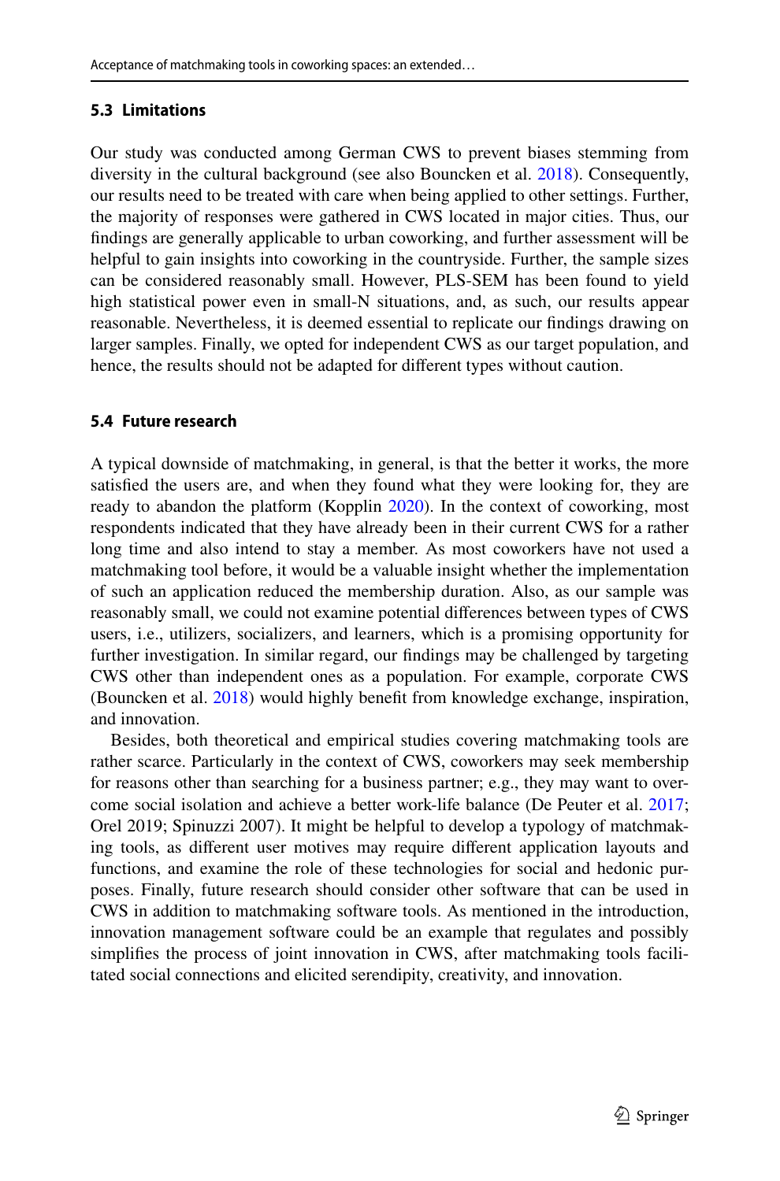### 5.3 Limitations

Our study was conducted among German CWS to prevent biases stemming from diversity in the cultural background (see also Bouncken et al. 2018). Consequently, our results need to be treated with care when being applied to other settings. Further, the majority of responses were gathered in CWS located in major cities. Thus, our findings are generally applicable to urban coworking, and further assessment will be helpful to gain insights into coworking in the countryside. Further, the sample sizes can be considered reasonably small. However, PLS-SEM has been found to yield high statistical power even in small-N situations, and, as such, our results appear reasonable. Nevertheless, it is deemed essential to replicate our findings drawing on larger samples. Finally, we opted for independent CWS as our target population, and hence, the results should not be adapted for different types without caution.

### 5.4 Future research

A typical downside of matchmaking, in general, is that the better it works, the more satisfied the users are, and when they found what they were looking for, they are ready to abandon the platform (Kopplin 2020). In the context of coworking, most respondents indicated that they have already been in their current CWS for a rather long time and also intend to stay a member. As most coworkers have not used a matchmaking tool before, it would be a valuable insight whether the implementation of such an application reduced the membership duration. Also, as our sample was reasonably small, we could not examine potential differences between types of CWS users, i.e., utilizers, socializers, and learners, which is a promising opportunity for further investigation. In similar regard, our findings may be challenged by targeting CWS other than independent ones as a population. For example, corporate CWS (Bouncken et al. 2018) would highly benefit from knowledge exchange, inspiration, and innovation.

Besides, both theoretical and empirical studies covering matchmaking tools are rather scarce. Particularly in the context of CWS, coworkers may seek membership for reasons other than searching for a business partner; e.g., they may want to overcome social isolation and achieve a better work-life balance (De Peuter et al. 2017; Orel 2019; Spinuzzi 2007). It might be helpful to develop a typology of matchmaking tools, as different user motives may require different application layouts and functions, and examine the role of these technologies for social and hedonic purposes. Finally, future research should consider other software that can be used in CWS in addition to matchmaking software tools. As mentioned in the introduction, innovation management software could be an example that regulates and possibly simplifies the process of joint innovation in CWS, after matchmaking tools facilitated social connections and elicited serendipity, creativity, and innovation.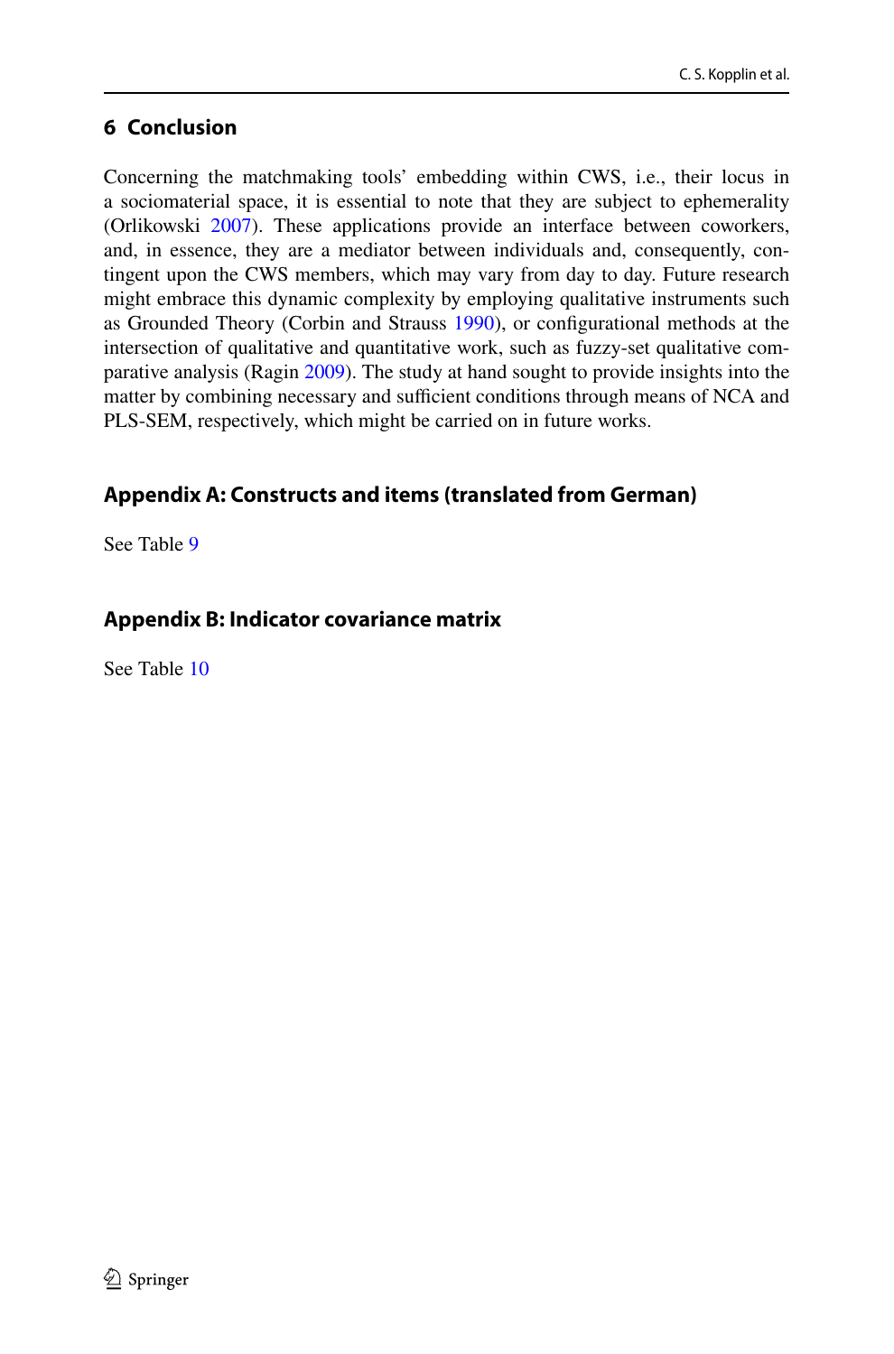## 6 Conclusion

Concerning the matchmaking tools' embedding within CWS, i.e., their locus in a sociomaterial space, it is essential to note that they are subject to ephemerality (Orlikowski 2007). These applications provide an interface between coworkers, and, in essence, they are a mediator between individuals and, consequently, contingent upon the CWS members, which may vary from day to day. Future research might embrace this dynamic complexity by employing qualitative instruments such as Grounded Theory (Corbin and Strauss 1990), or configurational methods at the intersection of qualitative and quantitative work, such as fuzzy-set qualitative comparative analysis (Ragin 2009). The study at hand sought to provide insights into the matter by combining necessary and sufficient conditions through means of NCA and PLS-SEM, respectively, which might be carried on in future works.

### Appendix A: Constructs and items (translated from German)

See Table 9

### Appendix B: Indicator covariance matrix

See Table 10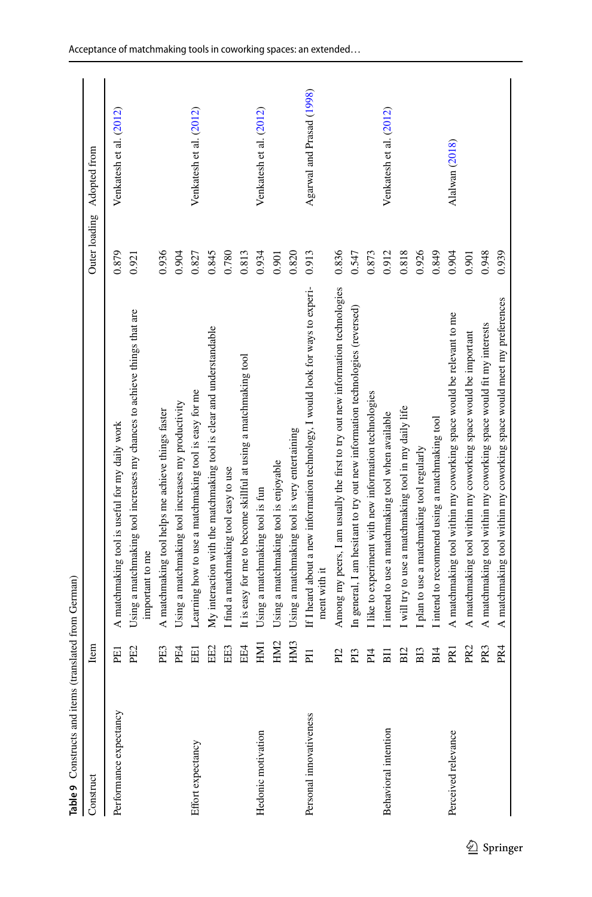**Table 9** Constructs and items (translated from German)

| Construct | Item | | Outer loading | Adopted from |
|---|---|---|---|---|
| Performance expectancy | PE1 | A matchmaking tool is useful for my daily work | 0.879 | Venkatesh et al. (2012) |
| | PE2 | Using a matchmaking tool increases my chances to achieve things that are important to me | 0.921 | |
| | PE3 | A matchmaking tool helps me achieve things faster | 0.936 | |
| | PE4 | Using a matchmaking tool increases my productivity | 0.904 | |
| Effort expectancy | EE1 | Learning how to use a matchmaking tool is easy for me | 0.827 | Venkatesh et al. (2012) |
| | EE2 | My interaction with the matchmaking tool is clear and understandable | 0.845 | |
| | EE3 | I find a matchmaking tool easy to use | 0.780 | |
| | EE4 | It is easy for me to become skillful at using a matchmaking tool | 0.813 | |
| Hedonic motivation | HM1 | Using a matchmaking tool is fun | 0.934 | Venkatesh et al. (2012) |
| | HM2 | Using a matchmaking tool is enjoyable | 0.901 | |
| | HM3 | Using a matchmaking tool is very entertaining | 0.820 | |
| Personal innovativeness | PI1 | If I heard about a new information technology, I would look for ways to experiment with it | 0.913 | Agarwal and Prasad (1998) |
| | PI2 | Among my peers, I am usually the first to try out new information technologies | 0.836 | |
| | PI3 | In general, I am hesitant to try out new information technologies (reversed) | 0.547 | |
| | PI4 | I like to experiment with new information technologies | 0.873 | |
| Behavioral intention | BI1 | I intend to use a matchmaking tool when available | 0.912 | Venkatesh et al. (2012) |
| | BI2 | I will try to use a matchmaking tool in my daily life | 0.818 | |
| | BI3 | I plan to use a matchmaking tool regularly | 0.926 | |
| | BI4 | I intend to recommend using a matchmaking tool | 0.849 | |
| Perceived relevance | PR1 | A matchmaking tool within my coworking space would be relevant to me | 0.904 | Alalwan (2018) |
| | PR2 | A matchmaking tool within my coworking space would be important | 0.901 | |
| | PR3 | A matchmaking tool within my coworking space would fit my interests | 0.948 | |
| | PR4 | A matchmaking tool within my coworking space would meet my preferences | 0.939 | |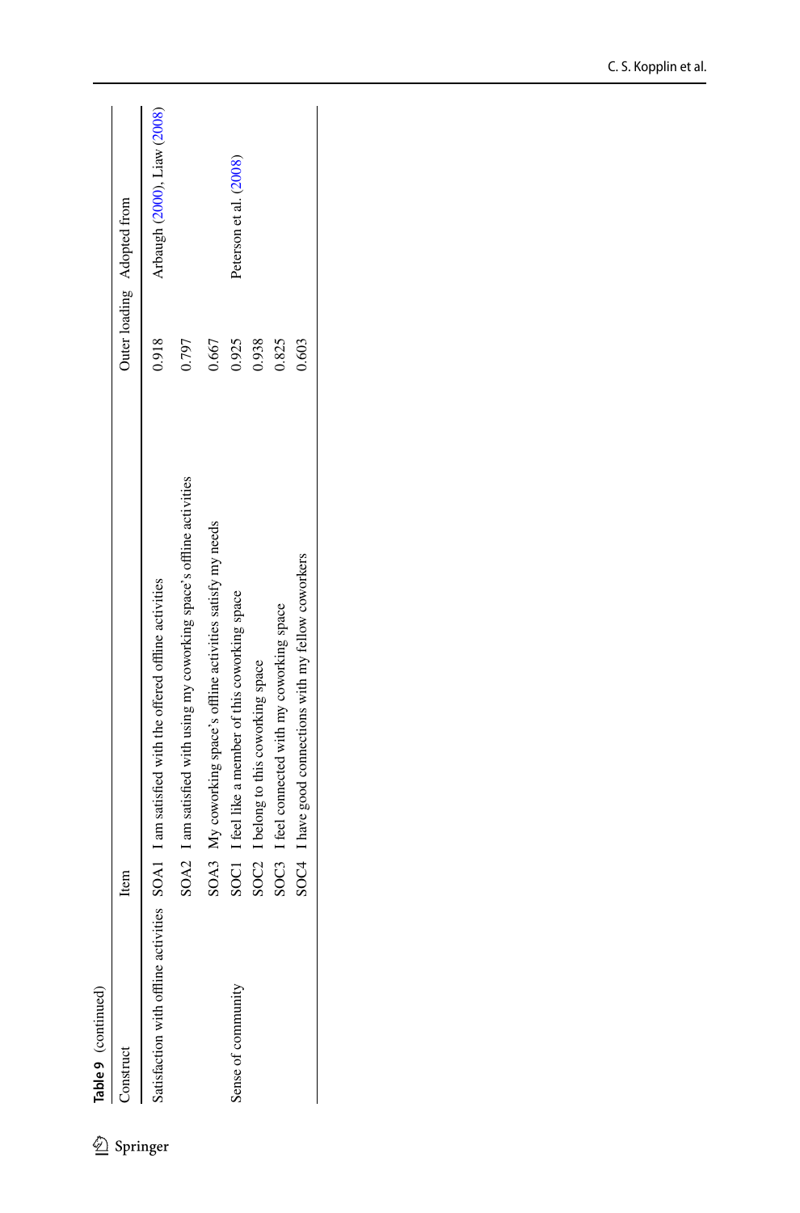**Table 9** (continued)

| Construct | Item | | Outer loading | Adopted from |
|---|---|---|---|---|
| Satisfaction with offline activities | SOA1 | I am satisfied with the offered offline activities | 0.918 | Arbaugh (2000), Liaw (2008) |
| | SOA2 | I am satisfied with using my coworking space's offline activities | 0.797 | |
| | SOA3 | My coworking space's offline activities satisfy my needs | 0.667 | |
| Sense of community | SOC1 | I feel like a member of this coworking space | 0.925 | Peterson et al. (2008) |
| | SOC2 | I belong to this coworking space | 0.938 | |
| | SOC3 | I feel connected with my coworking space | 0.825 | |
| | SOC4 | I have good connections with my fellow coworkers | 0.603 | |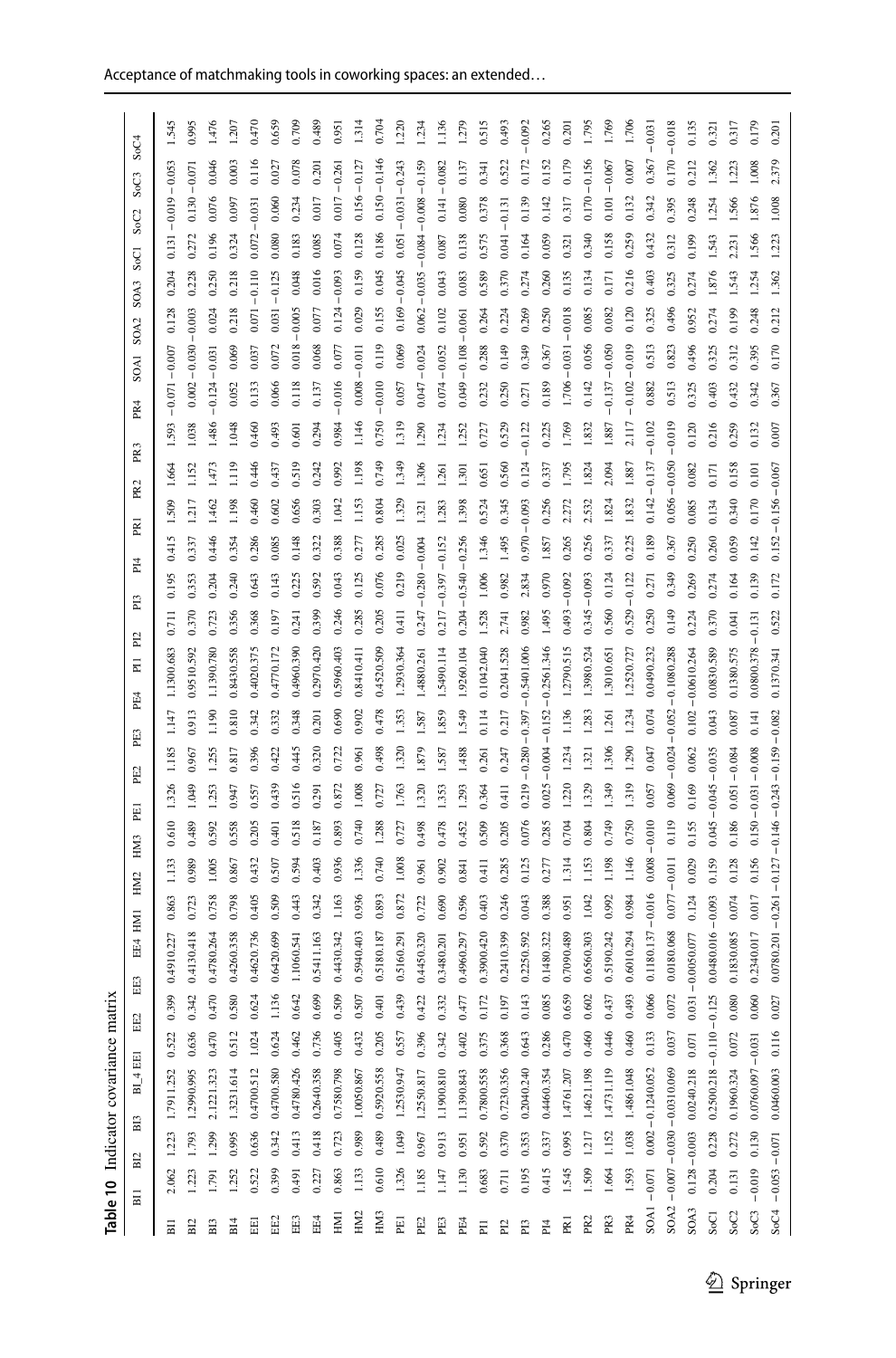**Table 10** Indicator covariance matrix

| | BI1 | BI2 | BI3 | BI_4 | EE1 | EE2 | EE3 | EE4 | HM1 | HM2 | HM3 | PE1 | PE2 | PE3 | PE4 | PI1 | PI2 | PI3 | PI4 | PR1 | PR2 | PR3 | PR4 | SOA1 | SOA2 | SOA3 | SoC1 | SoC2 | SoC3 | SoC4 |
|---|---|---|---|---|---|---|---|---|---|---|---|---|---|---|---|---|---|---|---|---|---|---|---|---|---|---|---|---|---|---|
| BI1 | 2.062 | 1.223 | 1.791 | 1.252 | 0.522 | 0.399 | 0.491 | 0.227 | 0.863 | 1.133 | 0.610 | 1.326 | 1.185 | 1.147 | 1.130 | 0.683 | 0.711 | 0.195 | 0.415 | 1.509 | 1.664 | 1.593 | −0.071 | −0.007 | 0.128 | 0.204 | 0.131 | −0.019 | −0.053 | 1.545 |
| BI2 | 1.223 | 1.793 | 1.299 | 0.995 | 0.636 | 0.342 | 0.413 | 0.418 | 0.723 | 0.989 | 0.489 | 1.049 | 0.967 | 0.913 | 0.951 | 0.592 | 0.370 | 0.353 | 0.337 | 1.217 | 1.152 | 1.038 | 0.002 | −0.030 | −0.003 | 0.228 | 0.272 | 0.130 | −0.071 | 0.995 |
| BI3 | 1.791 | 1.299 | 2.122 | 1.323 | 0.470 | 0.470 | 0.478 | 0.264 | 0.758 | 1.005 | 0.592 | 1.253 | 1.255 | 1.190 | 1.139 | 0.780 | 0.723 | 0.204 | 0.446 | 1.462 | 1.473 | 1.486 | −0.124 | −0.031 | 0.024 | 0.250 | 0.196 | 0.076 | 0.046 | 1.476 |
| BI4 | 1.252 | 0.995 | 1.323 | 1.614 | 0.512 | 0.580 | 0.426 | 0.358 | 0.798 | 0.867 | 0.558 | 0.947 | 0.817 | 0.810 | 0.843 | 0.558 | 0.356 | 0.240 | 0.354 | 1.198 | 1.119 | 1.048 | 0.052 | 0.069 | 0.218 | 0.218 | 0.324 | 0.097 | 0.003 | 1.207 |
| EE1 | 0.522 | 0.636 | 0.470 | 0.512 | 1.024 | 0.624 | 0.462 | 0.736 | 0.405 | 0.432 | 0.205 | 0.557 | 0.396 | 0.342 | 0.402 | 0.375 | 0.368 | 0.643 | 0.286 | 0.460 | 0.446 | 0.460 | 0.133 | 0.037 | 0.071 | −0.110 | 0.072 | −0.031 | 0.116 | 0.470 |
| EE2 | 0.399 | 0.342 | 0.470 | 0.580 | 0.624 | 1.136 | 0.642 | 0.699 | 0.509 | 0.507 | 0.401 | 0.439 | 0.422 | 0.332 | 0.477 | 0.172 | 0.197 | 0.143 | 0.085 | 0.602 | 0.437 | 0.493 | 0.066 | 0.072 | 0.031 | −0.125 | 0.080 | 0.060 | 0.027 | 0.659 |
| EE3 | 0.491 | 0.413 | 0.478 | 0.426 | 0.462 | 0.642 | 1.060 | 0.541 | 0.443 | 0.594 | 0.518 | 0.516 | 0.445 | 0.348 | 0.496 | 0.390 | 0.241 | 0.225 | 0.148 | 0.656 | 0.519 | 0.601 | 0.118 | 0.018 | −0.005 | 0.048 | 0.183 | 0.234 | 0.078 | 0.709 |
| EE4 | 0.227 | 0.418 | 0.264 | 0.358 | 0.736 | 0.699 | 0.541 | 1.163 | 0.342 | 0.403 | 0.187 | 0.291 | 0.320 | 0.201 | 0.297 | 0.420 | 0.399 | 0.592 | 0.322 | 0.303 | 0.242 | 0.294 | 0.137 | 0.068 | 0.077 | 0.016 | 0.085 | 0.017 | 0.201 | 0.489 |
| HM1 | 0.863 | 0.723 | 0.758 | 0.798 | 0.405 | 0.509 | 0.443 | 0.342 | 1.163 | 0.936 | 0.893 | 0.872 | 0.722 | 0.690 | 0.596 | 0.403 | 0.246 | 0.043 | 0.388 | 1.042 | 0.992 | 0.984 | −0.016 | 0.077 | 0.124 | −0.093 | 0.074 | 0.017 | −0.261 | 0.951 |
| HM2 | 1.133 | 0.989 | 1.005 | 0.867 | 0.432 | 0.507 | 0.594 | 0.403 | 0.936 | 1.336 | 0.740 | 1.008 | 0.961 | 0.902 | 0.841 | 0.594 | 0.285 | 0.125 | 0.277 | 1.153 | 1.198 | 1.146 | 0.008 | −0.011 | 0.029 | 0.159 | 0.128 | 0.156 | −0.127 | 1.314 |
| HM3 | 0.610 | 0.489 | 0.592 | 0.558 | 0.205 | 0.401 | 0.518 | 0.187 | 0.893 | 0.740 | 1.288 | 0.727 | 0.498 | 0.478 | 0.452 | 0.509 | 0.205 | 0.076 | 0.285 | 0.804 | 0.749 | 0.750 | −0.010 | 0.119 | 0.155 | 0.045 | 0.186 | 0.150 | −0.146 | 0.704 |
| PE1 | 1.326 | 1.049 | 1.253 | 0.947 | 0.557 | 0.439 | 0.516 | 0.291 | 0.872 | 1.008 | 0.727 | 1.763 | 1.320 | 1.353 | 1.293 | 0.364 | 0.411 | 0.219 | 0.025 | 1.329 | 1.349 | 1.319 | 0.057 | 0.069 | 0.169 | −0.045 | 0.051 | −0.031 | −0.243 | 1.220 |
| PE2 | 1.185 | 0.967 | 1.255 | 0.817 | 0.396 | 0.422 | 0.445 | 0.320 | 0.722 | 0.961 | 0.498 | 1.320 | 1.879 | 1.587 | 1.488 | 0.261 | 0.247 | −0.280 | −0.004 | 1.321 | 1.306 | 1.290 | 0.047 | −0.024 | 0.062 | −0.035 | −0.084 | −0.008 | −0.159 | 1.234 |
| PE3 | 1.147 | 0.913 | 1.190 | 0.810 | 0.342 | 0.332 | 0.348 | 0.201 | 0.690 | 0.902 | 0.478 | 1.353 | 1.587 | 1.859 | 1.549 | 0.114 | 0.217 | −0.397 | −0.152 | 1.283 | 1.261 | 1.234 | 0.074 | −0.052 | 0.102 | 0.043 | 0.087 | 0.141 | −0.082 | 1.136 |
| PE4 | 1.130 | 0.951 | 1.139 | 0.843 | 0.402 | 0.477 | 0.496 | 0.297 | 0.596 | 0.841 | 0.452 | 1.293 | 1.488 | 1.549 | 1.926 | 0.104 | 0.204 | −0.540 | −0.256 | 1.398 | 1.301 | 1.252 | 0.049 | −0.108 | −0.061 | 0.083 | 0.138 | 0.080 | 0.137 | 1.279 |
| PI1 | 0.683 | 0.592 | 0.780 | 0.558 | 0.375 | 0.172 | 0.390 | 0.420 | 0.403 | 0.594 | 0.509 | 0.364 | 0.261 | 0.114 | 0.104 | 2.040 | 1.528 | 1.006 | 1.346 | 0.524 | 0.651 | 0.727 | 0.232 | 0.288 | 0.264 | 0.589 | 0.575 | 0.378 | 0.341 | 0.515 |
| PI2 | 0.711 | 0.370 | 0.723 | 0.356 | 0.368 | 0.197 | 0.241 | 0.399 | 0.246 | 0.285 | 0.205 | 0.411 | 0.247 | 0.217 | 0.204 | 1.528 | 2.741 | 0.982 | 1.495 | 0.345 | 0.560 | 0.529 | 0.250 | 0.149 | 0.224 | 0.370 | 0.041 | −0.131 | 0.522 | 0.493 |
| PI3 | 0.195 | 0.353 | 0.204 | 0.240 | 0.643 | 0.143 | 0.225 | 0.592 | 0.043 | 0.125 | 0.076 | 0.219 | −0.280 | −0.397 | −0.540 | 1.006 | 0.982 | 2.834 | 0.970 | −0.093 | 0.124 | −0.122 | 0.271 | 0.349 | 0.269 | 0.274 | 0.164 | 0.139 | 0.172 | −0.092 |
| PI4 | 0.415 | 0.337 | 0.446 | 0.354 | 0.286 | 0.085 | 0.148 | 0.322 | 0.388 | 0.277 | 0.285 | 0.025 | −0.004 | −0.152 | −0.256 | 1.346 | 1.495 | 0.970 | 1.857 | 0.256 | 0.337 | 0.225 | 0.189 | 0.367 | 0.250 | 0.260 | 0.059 | 0.142 | 0.152 | 0.265 |
| PR1 | 1.545 | 0.995 | 1.476 | 1.207 | 0.470 | 0.659 | 0.709 | 0.489 | 0.951 | 1.314 | 0.704 | 1.220 | 1.234 | 1.136 | 1.279 | 0.515 | 0.493 | −0.092 | 0.265 | 2.272 | 1.795 | 1.769 | 1.706 | −0.031 | −0.018 | 0.135 | 0.321 | 0.317 | 0.179 | 0.201 |
| PR2 | 1.509 | 1.217 | 1.462 | 1.198 | 0.460 | 0.602 | 0.656 | 0.303 | 1.042 | 1.153 | 0.804 | 1.329 | 1.321 | 1.283 | 1.398 | 0.524 | 0.345 | −0.093 | 0.256 | 2.532 | 1.824 | 1.832 | 0.142 | 0.056 | 0.085 | 0.134 | 0.340 | 0.170 | −0.156 | 1.795 |
| PR3 | 1.664 | 1.152 | 1.473 | 1.119 | 0.446 | 0.437 | 0.519 | 0.242 | 0.992 | 1.198 | 0.749 | 1.349 | 1.306 | 1.261 | 1.301 | 0.651 | 0.560 | 0.124 | 0.337 | 1.824 | 2.094 | 1.887 | −0.137 | −0.050 | 0.082 | 0.171 | 0.158 | 0.101 | −0.067 | 1.769 |
| PR4 | 1.593 | 1.038 | 1.486 | 1.048 | 0.460 | 0.493 | 0.601 | 0.294 | 0.984 | 1.146 | 0.750 | 1.319 | 1.290 | 1.234 | 1.252 | 0.727 | 0.529 | −0.122 | 0.225 | 1.832 | 1.887 | 2.117 | −0.102 | −0.019 | 0.120 | 0.216 | 0.259 | 0.132 | 0.007 | 1.706 |
| SOA1 | −0.071 | 0.002 | −0.124 | 0.052 | 0.133 | 0.066 | 0.118 | 0.137 | −0.016 | 0.008 | −0.010 | 0.057 | 0.047 | 0.074 | 0.049 | 0.232 | 0.250 | 0.271 | 0.189 | 0.142 | −0.137 | −0.102 | 0.882 | 0.513 | 0.325 | 0.403 | 0.432 | 0.342 | 0.367 | −0.031 |
| SOA2 | −0.007 | −0.030 | −0.031 | 0.069 | 0.037 | 0.072 | 0.018 | 0.068 | 0.077 | −0.011 | 0.119 | 0.069 | −0.024 | −0.052 | −0.108 | 0.288 | 0.149 | 0.349 | 0.367 | 0.056 | −0.050 | −0.019 | 0.513 | 0.823 | 0.496 | 0.325 | 0.312 | 0.395 | 0.170 | −0.018 |
| SOA3 | 0.128 | −0.003 | 0.024 | 0.218 | 0.071 | 0.031 | −0.005 | 0.077 | 0.124 | 0.029 | 0.155 | 0.169 | 0.062 | 0.102 | −0.061 | 0.264 | 0.224 | 0.269 | 0.250 | 0.085 | 0.082 | 0.120 | 0.325 | 0.496 | 0.952 | 0.274 | 0.199 | 0.248 | 0.212 | 0.135 |
| SoC1 | 0.204 | 0.228 | 0.250 | 0.218 | −0.110 | −0.125 | 0.048 | 0.016 | −0.093 | 0.159 | 0.045 | −0.045 | −0.035 | 0.043 | 0.083 | 0.589 | 0.370 | 0.274 | 0.260 | 0.134 | 0.171 | 0.216 | 0.403 | 0.325 | 0.274 | 1.876 | 1.543 | 1.254 | 1.362 | 0.321 |
| SoC2 | 0.131 | 0.272 | 0.196 | 0.324 | 0.072 | 0.080 | 0.183 | 0.085 | 0.074 | 0.128 | 0.186 | 0.051 | −0.084 | 0.087 | 0.138 | 0.575 | 0.041 | 0.164 | 0.059 | 0.340 | 0.158 | 0.259 | 0.432 | 0.312 | 0.199 | 1.543 | 2.231 | 1.566 | 1.223 | 0.317 |
| SoC3 | −0.019 | 0.130 | 0.076 | 0.097 | −0.031 | 0.060 | 0.234 | 0.017 | 0.017 | 0.156 | 0.150 | −0.031 | −0.008 | 0.141 | 0.080 | 0.378 | −0.131 | 0.139 | 0.142 | 0.170 | 0.101 | 0.132 | 0.342 | 0.395 | 0.248 | 1.254 | 1.566 | 1.876 | 1.008 | 0.179 |
| SoC4 | −0.053 | −0.071 | 0.046 | 0.003 | 0.116 | 0.027 | 0.078 | 0.201 | −0.261 | −0.127 | −0.146 | −0.243 | −0.159 | −0.082 | 0.137 | 0.341 | 0.522 | 0.172 | 0.152 | −0.156 | −0.067 | 0.007 | 0.367 | 0.170 | 0.212 | 1.362 | 1.223 | 1.008 | 2.379 | 0.201 |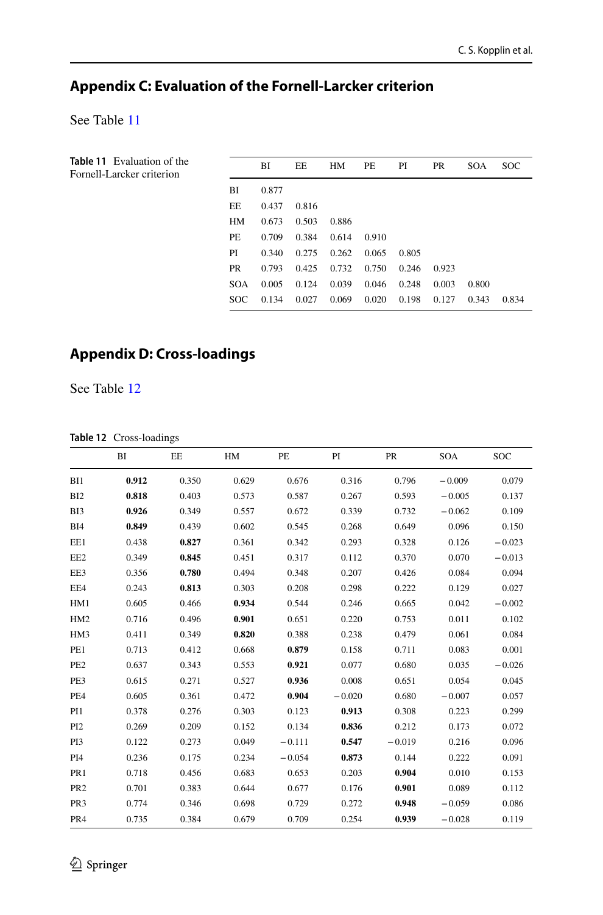## Appendix C: Evaluation of the Fornell-Larcker criterion

See Table 11

**Table 11** Evaluation of the Fornell-Larcker criterion

| | BI | EE | HM | PE | PI | PR | SOA | SOC |
|---|---|---|---|---|---|---|---|---|
| BI | 0.877 | | | | | | | |
| EE | 0.437 | 0.816 | | | | | | |
| HM | 0.673 | 0.503 | 0.886 | | | | | |
| PE | 0.709 | 0.384 | 0.614 | 0.910 | | | | |
| PI | 0.340 | 0.275 | 0.262 | 0.065 | 0.805 | | | |
| PR | 0.793 | 0.425 | 0.732 | 0.750 | 0.246 | 0.923 | | |
| SOA | 0.005 | 0.124 | 0.039 | 0.046 | 0.248 | 0.003 | 0.800 | |
| SOC | 0.134 | 0.027 | 0.069 | 0.020 | 0.198 | 0.127 | 0.343 | 0.834 |

## Appendix D: Cross-loadings

See Table 12

**Table 12** Cross-loadings

| | BI | EE | HM | PE | PI | PR | SOA | SOC |
|---|---|---|---|---|---|---|---|---|
| BI1 | **0.912** | 0.350 | 0.629 | 0.676 | 0.316 | 0.796 | −0.009 | 0.079 |
| BI2 | **0.818** | 0.403 | 0.573 | 0.587 | 0.267 | 0.593 | −0.005 | 0.137 |
| BI3 | **0.926** | 0.349 | 0.557 | 0.672 | 0.339 | 0.732 | −0.062 | 0.109 |
| BI4 | **0.849** | 0.439 | 0.602 | 0.545 | 0.268 | 0.649 | 0.096 | 0.150 |
| EE1 | 0.438 | **0.827** | 0.361 | 0.342 | 0.293 | 0.328 | 0.126 | −0.023 |
| EE2 | 0.349 | **0.845** | 0.451 | 0.317 | 0.112 | 0.370 | 0.070 | −0.013 |
| EE3 | 0.356 | **0.780** | 0.494 | 0.348 | 0.207 | 0.426 | 0.084 | 0.094 |
| EE4 | 0.243 | **0.813** | 0.303 | 0.208 | 0.298 | 0.222 | 0.129 | 0.027 |
| HM1 | 0.605 | 0.466 | **0.934** | 0.544 | 0.246 | 0.665 | 0.042 | −0.002 |
| HM2 | 0.716 | 0.496 | **0.901** | 0.651 | 0.220 | 0.753 | 0.011 | 0.102 |
| HM3 | 0.411 | 0.349 | **0.820** | 0.388 | 0.238 | 0.479 | 0.061 | 0.084 |
| PE1 | 0.713 | 0.412 | 0.668 | **0.879** | 0.158 | 0.711 | 0.083 | 0.001 |
| PE2 | 0.637 | 0.343 | 0.553 | **0.921** | 0.077 | 0.680 | 0.035 | −0.026 |
| PE3 | 0.615 | 0.271 | 0.527 | **0.936** | 0.008 | 0.651 | 0.054 | 0.045 |
| PE4 | 0.605 | 0.361 | 0.472 | **0.904** | −0.020 | 0.680 | −0.007 | 0.057 |
| PI1 | 0.378 | 0.276 | 0.303 | 0.123 | **0.913** | 0.308 | 0.223 | 0.299 |
| PI2 | 0.269 | 0.209 | 0.152 | 0.134 | **0.836** | 0.212 | 0.173 | 0.072 |
| PI3 | 0.122 | 0.273 | 0.049 | −0.111 | **0.547** | −0.019 | 0.216 | 0.096 |
| PI4 | 0.236 | 0.175 | 0.234 | −0.054 | **0.873** | 0.144 | 0.222 | 0.091 |
| PR1 | 0.718 | 0.456 | 0.683 | 0.653 | 0.203 | **0.904** | 0.010 | 0.153 |
| PR2 | 0.701 | 0.383 | 0.644 | 0.677 | 0.176 | **0.901** | 0.089 | 0.112 |
| PR3 | 0.774 | 0.346 | 0.698 | 0.729 | 0.272 | **0.948** | −0.059 | 0.086 |
| PR4 | 0.735 | 0.384 | 0.679 | 0.709 | 0.254 | **0.939** | −0.028 | 0.119 |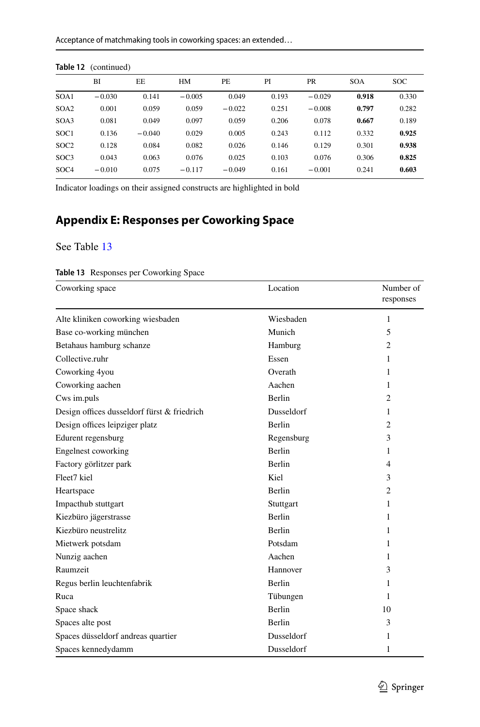**Table 12** (continued)

| | BI | EE | HM | PE | PI | PR | SOA | SOC |
|---|---|---|---|---|---|---|---|---|
| SOA1 | −0.030 | 0.141 | −0.005 | 0.049 | 0.193 | −0.029 | **0.918** | 0.330 |
| SOA2 | 0.001 | 0.059 | 0.059 | −0.022 | 0.251 | −0.008 | **0.797** | 0.282 |
| SOA3 | 0.081 | 0.049 | 0.097 | 0.059 | 0.206 | 0.078 | **0.667** | 0.189 |
| SOC1 | 0.136 | −0.040 | 0.029 | 0.005 | 0.243 | 0.112 | 0.332 | **0.925** |
| SOC2 | 0.128 | 0.084 | 0.082 | 0.026 | 0.146 | 0.129 | 0.301 | **0.938** |
| SOC3 | 0.043 | 0.063 | 0.076 | 0.025 | 0.103 | 0.076 | 0.306 | **0.825** |
| SOC4 | −0.010 | 0.075 | −0.117 | −0.049 | 0.161 | −0.001 | 0.241 | **0.603** |

Indicator loadings on their assigned constructs are highlighted in bold

## Appendix E: Responses per Coworking Space

See Table 13

**Table 13** Responses per Coworking Space

| Coworking space | Location | Number of responses |
|---|---|---|
| Alte kliniken coworking wiesbaden | Wiesbaden | 1 |
| Base co-working münchen | Munich | 5 |
| Betahaus hamburg schanze | Hamburg | 2 |
| Collective.ruhr | Essen | 1 |
| Coworking 4you | Overath | 1 |
| Coworking aachen | Aachen | 1 |
| Cws im.puls | Berlin | 2 |
| Design offices dusseldorf fürst & friedrich | Dusseldorf | 1 |
| Design offices leipziger platz | Berlin | 2 |
| Edurent regensburg | Regensburg | 3 |
| Engelnest coworking | Berlin | 1 |
| Factory görlitzer park | Berlin | 4 |
| Fleet7 kiel | Kiel | 3 |
| Heartspace | Berlin | 2 |
| Impacthub stuttgart | Stuttgart | 1 |
| Kiezbüro jägerstrasse | Berlin | 1 |
| Kiezbüro neustrelitz | Berlin | 1 |
| Mietwerk potsdam | Potsdam | 1 |
| Nunzig aachen | Aachen | 1 |
| Raumzeit | Hannover | 3 |
| Regus berlin leuchtenfabrik | Berlin | 1 |
| Ruca | Tübungen | 1 |
| Space shack | Berlin | 10 |
| Spaces alte post | Berlin | 3 |
| Spaces düsseldorf andreas quartier | Dusseldorf | 1 |
| Spaces kennedydamm | Dusseldorf | 1 |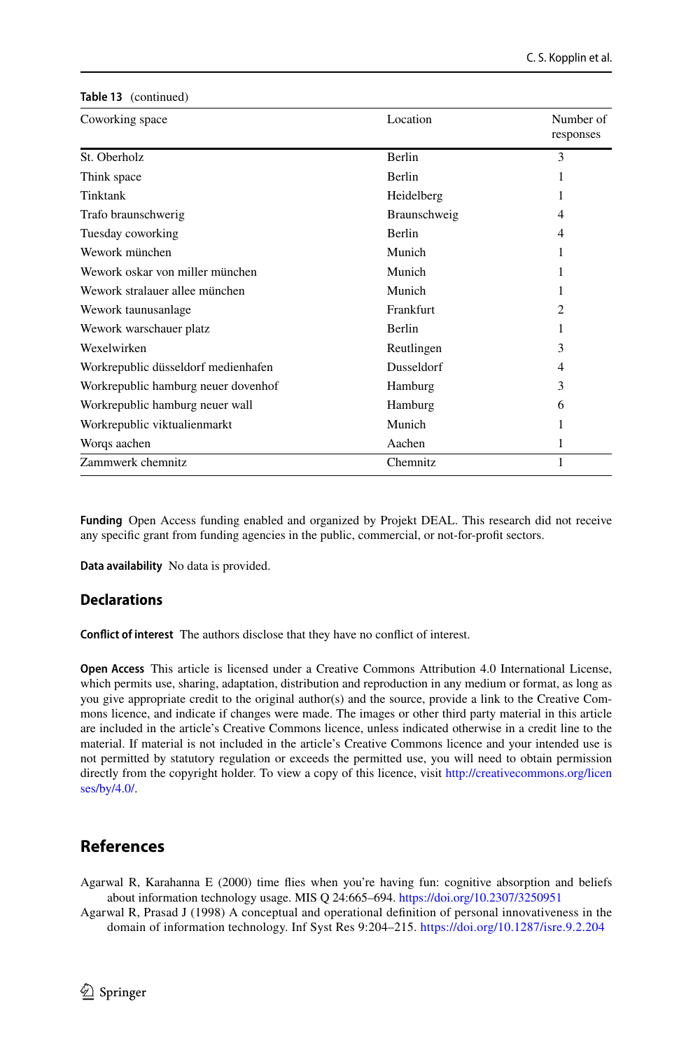**Table 13** (continued)

| Coworking space | Location | Number of responses |
| --- | --- | --- |
| St. Oberholz | Berlin | 3 |
| Think space | Berlin | 1 |
| Tinktank | Heidelberg | 1 |
| Trafo braunschwerig | Braunschweig | 4 |
| Tuesday coworking | Berlin | 4 |
| Wework münchen | Munich | 1 |
| Wework oskar von miller münchen | Munich | 1 |
| Wework stralauer allee münchen | Munich | 1 |
| Wework taunusanlage | Frankfurt | 2 |
| Wework warschauer platz | Berlin | 1 |
| Wexelwirken | Reutlingen | 3 |
| Workrepublic düsseldorf medienhafen | Dusseldorf | 4 |
| Workrepublic hamburg neuer dovenhof | Hamburg | 3 |
| Workrepublic hamburg neuer wall | Hamburg | 6 |
| Workrepublic viktualienmarkt | Munich | 1 |
| Worqs aachen | Aachen | 1 |
| Zammwerk chemnitz | Chemnitz | 1 |

**Funding** Open Access funding enabled and organized by Projekt DEAL. This research did not receive any specific grant from funding agencies in the public, commercial, or not-for-profit sectors.

**Data availability** No data is provided.

## Declarations

**Conflict of interest** The authors disclose that they have no conflict of interest.

**Open Access** This article is licensed under a Creative Commons Attribution 4.0 International License, which permits use, sharing, adaptation, distribution and reproduction in any medium or format, as long as you give appropriate credit to the original author(s) and the source, provide a link to the Creative Commons licence, and indicate if changes were made. The images or other third party material in this article are included in the article's Creative Commons licence, unless indicated otherwise in a credit line to the material. If material is not included in the article's Creative Commons licence and your intended use is not permitted by statutory regulation or exceeds the permitted use, you will need to obtain permission directly from the copyright holder. To view a copy of this licence, visit http://creativecommons.org/licenses/by/4.0/.

## References

Agarwal R, Karahanna E (2000) time flies when you're having fun: cognitive absorption and beliefs about information technology usage. MIS Q 24:665–694. https://doi.org/10.2307/3250951

Agarwal R, Prasad J (1998) A conceptual and operational definition of personal innovativeness in the domain of information technology. Inf Syst Res 9:204–215. https://doi.org/10.1287/isre.9.2.204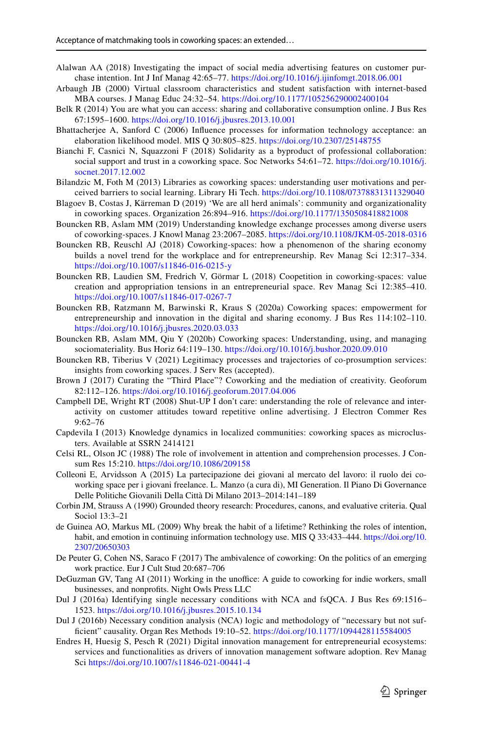Alalwan AA (2018) Investigating the impact of social media advertising features on customer purchase intention. Int J Inf Manag 42:65–77. https://doi.org/10.1016/j.ijinfomgt.2018.06.001

Arbaugh JB (2000) Virtual classroom characteristics and student satisfaction with internet-based MBA courses. J Manag Educ 24:32–54. https://doi.org/10.1177/105256290002400104

Belk R (2014) You are what you can access: sharing and collaborative consumption online. J Bus Res 67:1595–1600. https://doi.org/10.1016/j.jbusres.2013.10.001

Bhattacherjee A, Sanford C (2006) Influence processes for information technology acceptance: an elaboration likelihood model. MIS Q 30:805–825. https://doi.org/10.2307/25148755

Bianchi F, Casnici N, Squazzoni F (2018) Solidarity as a byproduct of professional collaboration: social support and trust in a coworking space. Soc Networks 54:61–72. https://doi.org/10.1016/j.socnet.2017.12.002

Bilandzic M, Foth M (2013) Libraries as coworking spaces: understanding user motivations and perceived barriers to social learning. Library Hi Tech. https://doi.org/10.1108/07378831311329040

Blagoev B, Costas J, Kärreman D (2019) 'We are all herd animals': community and organizationality in coworking spaces. Organization 26:894–916. https://doi.org/10.1177/1350508418821008

Bouncken RB, Aslam MM (2019) Understanding knowledge exchange processes among diverse users of coworking-spaces. J Knowl Manag 23:2067–2085. https://doi.org/10.1108/JKM-05-2018-0316

Bouncken RB, Reuschl AJ (2018) Coworking-spaces: how a phenomenon of the sharing economy builds a novel trend for the workplace and for entrepreneurship. Rev Manag Sci 12:317–334. https://doi.org/10.1007/s11846-016-0215-y

Bouncken RB, Laudien SM, Fredrich V, Görmar L (2018) Coopetition in coworking-spaces: value creation and appropriation tensions in an entrepreneurial space. Rev Manag Sci 12:385–410. https://doi.org/10.1007/s11846-017-0267-7

Bouncken RB, Ratzmann M, Barwinski R, Kraus S (2020a) Coworking spaces: empowerment for entrepreneurship and innovation in the digital and sharing economy. J Bus Res 114:102–110. https://doi.org/10.1016/j.jbusres.2020.03.033

Bouncken RB, Aslam MM, Qiu Y (2020b) Coworking spaces: Understanding, using, and managing sociomateriality. Bus Horiz 64:119–130. https://doi.org/10.1016/j.bushor.2020.09.010

Bouncken RB, Tiberius V (2021) Legitimacy processes and trajectories of co-prosumption services: insights from coworking spaces. J Serv Res (accepted).

Brown J (2017) Curating the "Third Place"? Coworking and the mediation of creativity. Geoforum 82:112–126. https://doi.org/10.1016/j.geoforum.2017.04.006

Campbell DE, Wright RT (2008) Shut-UP I don't care: understanding the role of relevance and interactivity on customer attitudes toward repetitive online advertising. J Electron Commer Res 9:62–76

Capdevila I (2013) Knowledge dynamics in localized communities: coworking spaces as microclusters. Available at SSRN 2414121

Celsi RL, Olson JC (1988) The role of involvement in attention and comprehension processes. J Consum Res 15:210. https://doi.org/10.1086/209158

Colleoni E, Arvidsson A (2015) La partecipazione dei giovani al mercato del lavoro: il ruolo dei coworking space per i giovani freelance. L. Manzo (a cura di), MI Generation. Il Piano Di Governance Delle Politiche Giovanili Della Città Di Milano 2013–2014:141–189

Corbin JM, Strauss A (1990) Grounded theory research: Procedures, canons, and evaluative criteria. Qual Sociol 13:3–21

de Guinea AO, Markus ML (2009) Why break the habit of a lifetime? Rethinking the roles of intention, habit, and emotion in continuing information technology use. MIS Q 33:433–444. https://doi.org/10.2307/20650303

De Peuter G, Cohen NS, Saraco F (2017) The ambivalence of coworking: On the politics of an emerging work practice. Eur J Cult Stud 20:687–706

DeGuzman GV, Tang AI (2011) Working in the unoffice: A guide to coworking for indie workers, small businesses, and nonprofits. Night Owls Press LLC

Dul J (2016a) Identifying single necessary conditions with NCA and fsQCA. J Bus Res 69:1516–1523. https://doi.org/10.1016/j.jbusres.2015.10.134

Dul J (2016b) Necessary condition analysis (NCA) logic and methodology of "necessary but not sufficient" causality. Organ Res Methods 19:10–52. https://doi.org/10.1177/1094428115584005

Endres H, Huesig S, Pesch R (2021) Digital innovation management for entrepreneurial ecosystems: services and functionalities as drivers of innovation management software adoption. Rev Manag Sci https://doi.org/10.1007/s11846-021-00441-4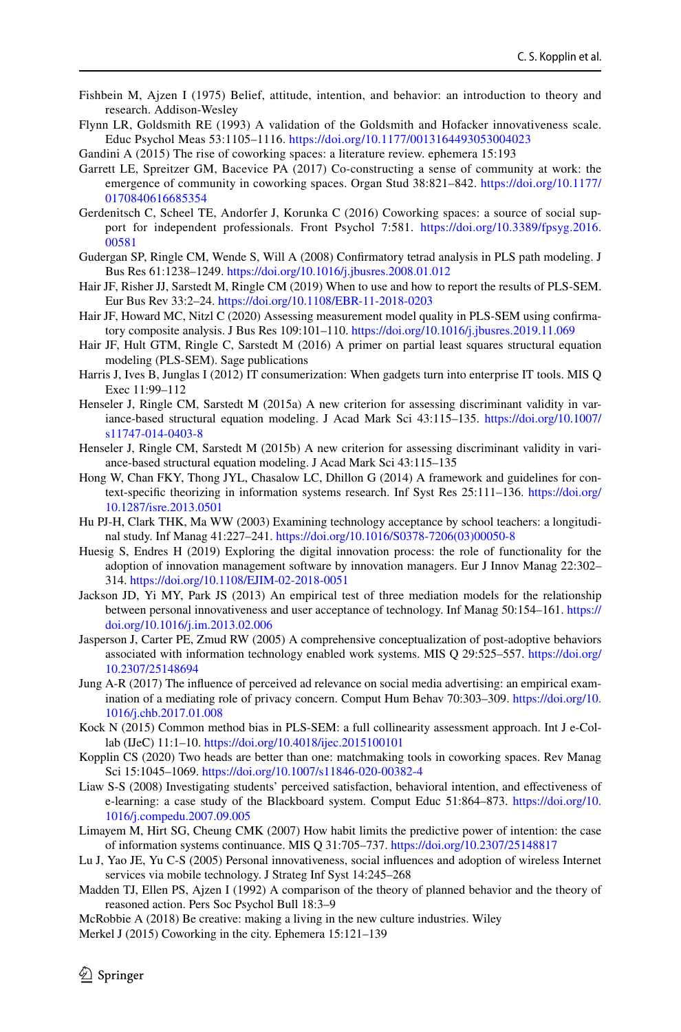Fishbein M, Ajzen I (1975) Belief, attitude, intention, and behavior: an introduction to theory and research. Addison-Wesley

Flynn LR, Goldsmith RE (1993) A validation of the Goldsmith and Hofacker innovativeness scale. Educ Psychol Meas 53:1105–1116. https://doi.org/10.1177/0013164493053004023

Gandini A (2015) The rise of coworking spaces: a literature review. ephemera 15:193

Garrett LE, Spreitzer GM, Bacevice PA (2017) Co-constructing a sense of community at work: the emergence of community in coworking spaces. Organ Stud 38:821–842. https://doi.org/10.1177/0170840616685354

Gerdenitsch C, Scheel TE, Andorfer J, Korunka C (2016) Coworking spaces: a source of social support for independent professionals. Front Psychol 7:581. https://doi.org/10.3389/fpsyg.2016.00581

Gudergan SP, Ringle CM, Wende S, Will A (2008) Confirmatory tetrad analysis in PLS path modeling. J Bus Res 61:1238–1249. https://doi.org/10.1016/j.jbusres.2008.01.012

Hair JF, Risher JJ, Sarstedt M, Ringle CM (2019) When to use and how to report the results of PLS-SEM. Eur Bus Rev 33:2–24. https://doi.org/10.1108/EBR-11-2018-0203

Hair JF, Howard MC, Nitzl C (2020) Assessing measurement model quality in PLS-SEM using confirmatory composite analysis. J Bus Res 109:101–110. https://doi.org/10.1016/j.jbusres.2019.11.069

Hair JF, Hult GTM, Ringle C, Sarstedt M (2016) A primer on partial least squares structural equation modeling (PLS-SEM). Sage publications

Harris J, Ives B, Junglas I (2012) IT consumerization: When gadgets turn into enterprise IT tools. MIS Q Exec 11:99–112

Henseler J, Ringle CM, Sarstedt M (2015a) A new criterion for assessing discriminant validity in variance-based structural equation modeling. J Acad Mark Sci 43:115–135. https://doi.org/10.1007/s11747-014-0403-8

Henseler J, Ringle CM, Sarstedt M (2015b) A new criterion for assessing discriminant validity in variance-based structural equation modeling. J Acad Mark Sci 43:115–135

Hong W, Chan FKY, Thong JYL, Chasalow LC, Dhillon G (2014) A framework and guidelines for context-specific theorizing in information systems research. Inf Syst Res 25:111–136. https://doi.org/10.1287/isre.2013.0501

Hu PJ-H, Clark THK, Ma WW (2003) Examining technology acceptance by school teachers: a longitudinal study. Inf Manag 41:227–241. https://doi.org/10.1016/S0378-7206(03)00050-8

Huesig S, Endres H (2019) Exploring the digital innovation process: the role of functionality for the adoption of innovation management software by innovation managers. Eur J Innov Manag 22:302–314. https://doi.org/10.1108/EJIM-02-2018-0051

Jackson JD, Yi MY, Park JS (2013) An empirical test of three mediation models for the relationship between personal innovativeness and user acceptance of technology. Inf Manag 50:154–161. https://doi.org/10.1016/j.im.2013.02.006

Jasperson J, Carter PE, Zmud RW (2005) A comprehensive conceptualization of post-adoptive behaviors associated with information technology enabled work systems. MIS Q 29:525–557. https://doi.org/10.2307/25148694

Jung A-R (2017) The influence of perceived ad relevance on social media advertising: an empirical examination of a mediating role of privacy concern. Comput Hum Behav 70:303–309. https://doi.org/10.1016/j.chb.2017.01.008

Kock N (2015) Common method bias in PLS-SEM: a full collinearity assessment approach. Int J e-Collab (IJeC) 11:1–10. https://doi.org/10.4018/ijec.2015100101

Kopplin CS (2020) Two heads are better than one: matchmaking tools in coworking spaces. Rev Manag Sci 15:1045–1069. https://doi.org/10.1007/s11846-020-00382-4

Liaw S-S (2008) Investigating students' perceived satisfaction, behavioral intention, and effectiveness of e-learning: a case study of the Blackboard system. Comput Educ 51:864–873. https://doi.org/10.1016/j.compedu.2007.09.005

Limayem M, Hirt SG, Cheung CMK (2007) How habit limits the predictive power of intention: the case of information systems continuance. MIS Q 31:705–737. https://doi.org/10.2307/25148817

Lu J, Yao JE, Yu C-S (2005) Personal innovativeness, social influences and adoption of wireless Internet services via mobile technology. J Strateg Inf Syst 14:245–268

Madden TJ, Ellen PS, Ajzen I (1992) A comparison of the theory of planned behavior and the theory of reasoned action. Pers Soc Psychol Bull 18:3–9

McRobbie A (2018) Be creative: making a living in the new culture industries. Wiley

Merkel J (2015) Coworking in the city. Ephemera 15:121–139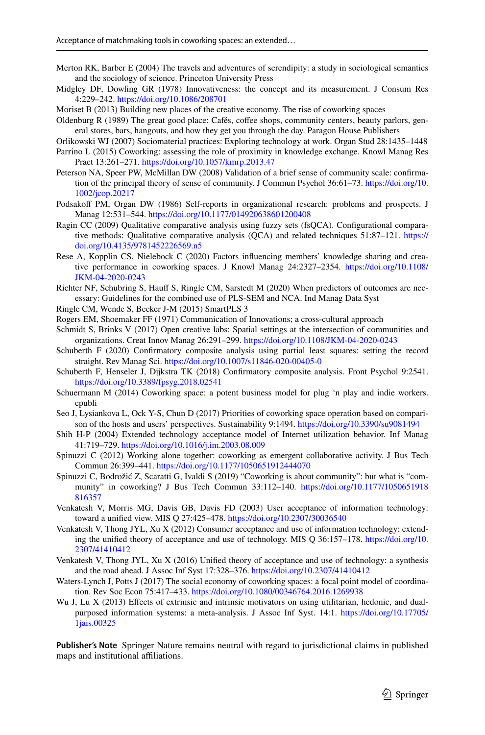Merton RK, Barber E (2004) The travels and adventures of serendipity: a study in sociological semantics and the sociology of science. Princeton University Press

Midgley DF, Dowling GR (1978) Innovativeness: the concept and its measurement. J Consum Res 4:229–242. https://doi.org/10.1086/208701

Moriset B (2013) Building new places of the creative economy. The rise of coworking spaces

Oldenburg R (1989) The great good place: Cafés, coffee shops, community centers, beauty parlors, general stores, bars, hangouts, and how they get you through the day. Paragon House Publishers

Orlikowski WJ (2007) Sociomaterial practices: Exploring technology at work. Organ Stud 28:1435–1448

Parrino L (2015) Coworking: assessing the role of proximity in knowledge exchange. Knowl Manag Res Pract 13:261–271. https://doi.org/10.1057/kmrp.2013.47

Peterson NA, Speer PW, McMillan DW (2008) Validation of a brief sense of community scale: confirmation of the principal theory of sense of community. J Commun Psychol 36:61–73. https://doi.org/10.1002/jcop.20217

Podsakoff PM, Organ DW (1986) Self-reports in organizational research: problems and prospects. J Manag 12:531–544. https://doi.org/10.1177/014920638601200408

Ragin CC (2009) Qualitative comparative analysis using fuzzy sets (fsQCA). Configurational comparative methods: Qualitative comparative analysis (QCA) and related techniques 51:87–121. https://doi.org/10.4135/9781452226569.n5

Rese A, Kopplin CS, Nielebock C (2020) Factors influencing members' knowledge sharing and creative performance in coworking spaces. J Knowl Manag 24:2327–2354. https://doi.org/10.1108/JKM-04-2020-0243

Richter NF, Schubring S, Hauff S, Ringle CM, Sarstedt M (2020) When predictors of outcomes are necessary: Guidelines for the combined use of PLS-SEM and NCA. Ind Manag Data Syst

Ringle CM, Wende S, Becker J-M (2015) SmartPLS 3

Rogers EM, Shoemaker FF (1971) Communication of Innovations; a cross-cultural approach

Schmidt S, Brinks V (2017) Open creative labs: Spatial settings at the intersection of communities and organizations. Creat Innov Manag 26:291–299. https://doi.org/10.1108/JKM-04-2020-0243

Schuberth F (2020) Confirmatory composite analysis using partial least squares: setting the record straight. Rev Manag Sci. https://doi.org/10.1007/s11846-020-00405-0

Schuberth F, Henseler J, Dijkstra TK (2018) Confirmatory composite analysis. Front Psychol 9:2541. https://doi.org/10.3389/fpsyg.2018.02541

Schuermann M (2014) Coworking space: a potent business model for plug 'n play and indie workers. epubli

Seo J, Lysiankova L, Ock Y-S, Chun D (2017) Priorities of coworking space operation based on comparison of the hosts and users' perspectives. Sustainability 9:1494. https://doi.org/10.3390/su9081494

Shih H-P (2004) Extended technology acceptance model of Internet utilization behavior. Inf Manag 41:719–729. https://doi.org/10.1016/j.im.2003.08.009

Spinuzzi C (2012) Working alone together: coworking as emergent collaborative activity. J Bus Tech Commun 26:399–441. https://doi.org/10.1177/1050651912444070

Spinuzzi C, Bodrožić Z, Scaratti G, Ivaldi S (2019) "Coworking is about community": but what is "community" in coworking? J Bus Tech Commun 33:112–140. https://doi.org/10.1177/1050651918816357

Venkatesh V, Morris MG, Davis GB, Davis FD (2003) User acceptance of information technology: toward a unified view. MIS Q 27:425–478. https://doi.org/10.2307/30036540

Venkatesh V, Thong JYL, Xu X (2012) Consumer acceptance and use of information technology: extending the unified theory of acceptance and use of technology. MIS Q 36:157–178. https://doi.org/10.2307/41410412

Venkatesh V, Thong JYL, Xu X (2016) Unified theory of acceptance and use of technology: a synthesis and the road ahead. J Assoc Inf Syst 17:328–376. https://doi.org/10.2307/41410412

Waters-Lynch J, Potts J (2017) The social economy of coworking spaces: a focal point model of coordination. Rev Soc Econ 75:417–433. https://doi.org/10.1080/00346764.2016.1269938

Wu J, Lu X (2013) Effects of extrinsic and intrinsic motivators on using utilitarian, hedonic, and dual-purposed information systems: a meta-analysis. J Assoc Inf Syst. 14:1. https://doi.org/10.17705/1jais.00325

**Publisher's Note** Springer Nature remains neutral with regard to jurisdictional claims in published maps and institutional affiliations.